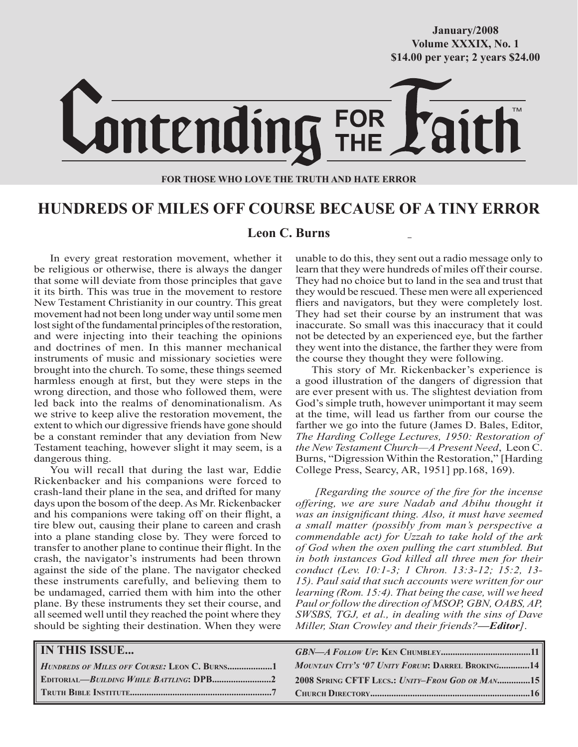January/2008
Volume XXXIX, No. 1
$14.00 per year; 2 years $24.00

# Contending FOR THE Faith™

**FOR THOSE WHO LOVE THE TRUTH AND HATE ERROR**

## HUNDREDS OF MILES OFF COURSE BECAUSE OF A TINY ERROR

**Leon C. Burns**

In every great restoration movement, whether it be religious or otherwise, there is always the danger that some will deviate from those principles that gave it its birth. This was true in the movement to restore New Testament Christianity in our country. This great movement had not been long under way until some men lost sight of the fundamental principles of the restoration, and were injecting into their teaching the opinions and doctrines of men. In this manner mechanical instruments of music and missionary societies were brought into the church. To some, these things seemed harmless enough at first, but they were steps in the wrong direction, and those who followed them, were led back into the realms of denominationalism. As we strive to keep alive the restoration movement, the extent to which our digressive friends have gone should be a constant reminder that any deviation from New Testament teaching, however slight it may seem, is a dangerous thing.

You will recall that during the last war, Eddie Rickenbacker and his companions were forced to crash-land their plane in the sea, and drifted for many days upon the bosom of the deep. As Mr. Rickenbacker and his companions were taking off on their flight, a tire blew out, causing their plane to careen and crash into a plane standing close by. They were forced to transfer to another plane to continue their flight. In the crash, the navigator's instruments had been thrown against the side of the plane. The navigator checked these instruments carefully, and believing them to be undamaged, carried them with him into the other plane. By these instruments they set their course, and all seemed well until they reached the point where they should be sighting their destination. When they were unable to do this, they sent out a radio message only to learn that they were hundreds of miles off their course. They had no choice but to land in the sea and trust that they would be rescued. These men were all experienced fliers and navigators, but they were completely lost. They had set their course by an instrument that was inaccurate. So small was this inaccuracy that it could not be detected by an experienced eye, but the farther they went into the distance, the farther they were from the course they thought they were following.

This story of Mr. Rickenbacker's experience is a good illustration of the dangers of digression that are ever present with us. The slightest deviation from God's simple truth, however unimportant it may seem at the time, will lead us farther from our course the farther we go into the future (James D. Bales, Editor, *The Harding College Lectures, 1950: Restoration of the New Testament Church—A Present Need*, Leon C. Burns, "Digression Within the Restoration," [Harding College Press, Searcy, AR, 1951] pp.168, 169).

*[Regarding the source of the fire for the incense offering, we are sure Nadab and Abihu thought it was an insignificant thing. Also, it must have seemed a small matter (possibly from man's perspective a commendable act) for Uzzah to take hold of the ark of God when the oxen pulling the cart stumbled. But in both instances God killed all three men for their conduct (Lev. 10:1-3; 1 Chron. 13:3-12; 15:2, 13-15). Paul said that such accounts were written for our learning (Rom. 15:4). That being the case, will we heed Paul or follow the direction of MSOP, GBN, OABS, AP, SWSBS, TGJ, et al., in dealing with the sins of Dave Miller, Stan Crowley and their friends?—**Editor**].*

**IN THIS ISSUE...**

*Hundreds of Miles off Course:* **Leon C. Burns**...1
**Editorial—*Building While Battling*: DPB**...2
**Truth Bible Institute**...7
***GBN—A Follow Up*: Ken Chumbley**...11
***Mountain City's '07 Unity Forum*: Darrel Broking**...14
**2008 Spring CFTF Lecs.: *Unity–From God or Man***...15
**Church Directory**...16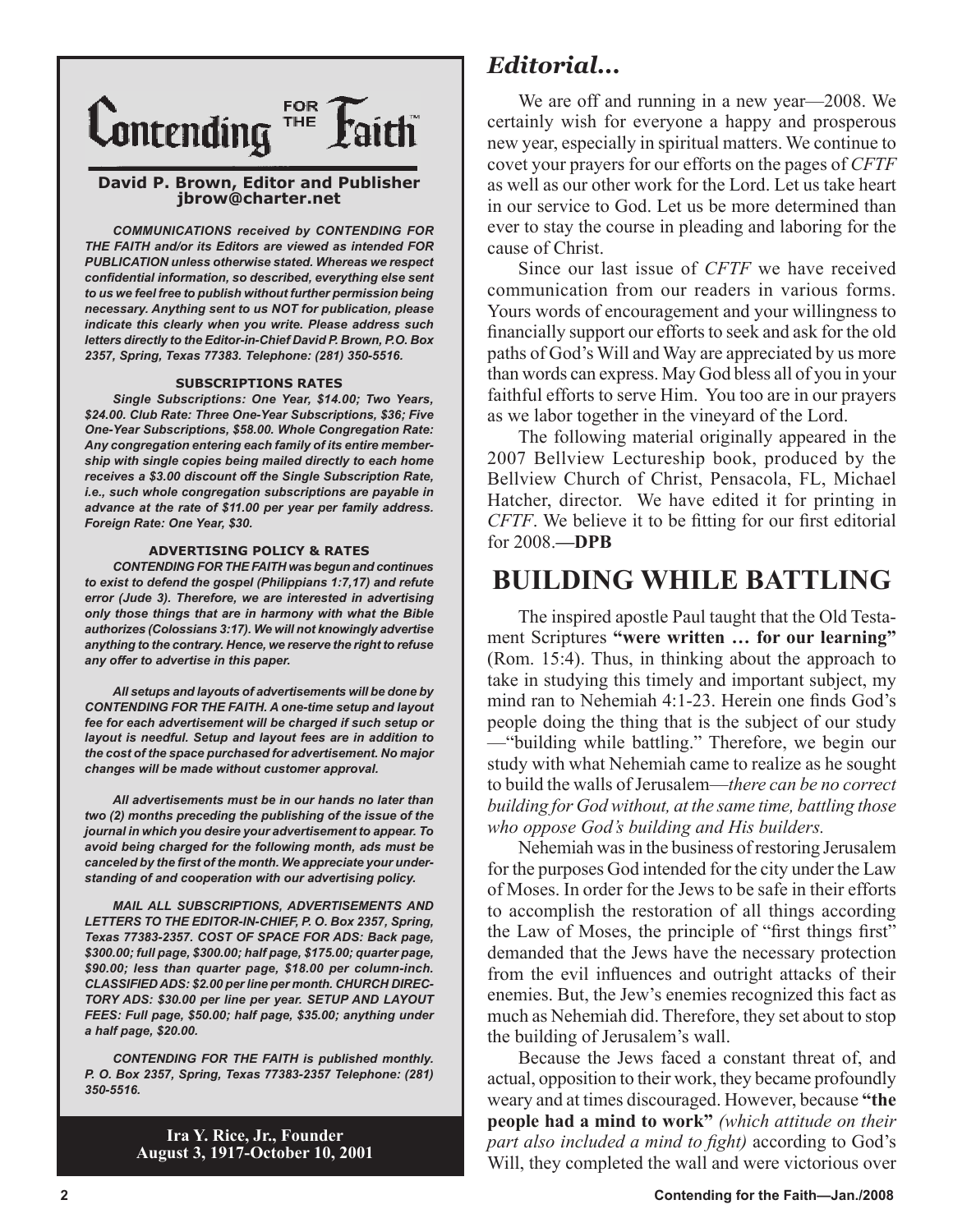# Contending FOR THE Faith

**David P. Brown, Editor and Publisher**
**jbrow@charter.net**

***COMMUNICATIONS received by CONTENDING FOR THE FAITH and/or its Editors are viewed as intended FOR PUBLICATION unless otherwise stated. Whereas we respect confidential information, so described, everything else sent to us we feel free to publish without further permission being necessary. Anything sent to us NOT for publication, please indicate this clearly when you write. Please address such letters directly to the Editor-in-Chief David P. Brown, P.O. Box 2357, Spring, Texas 77383. Telephone: (281) 350-5516.***

**SUBSCRIPTIONS RATES**

***Single Subscriptions: One Year, $14.00; Two Years, $24.00. Club Rate: Three One-Year Subscriptions, $36; Five One-Year Subscriptions, $58.00. Whole Congregation Rate: Any congregation entering each family of its entire membership with single copies being mailed directly to each home receives a $3.00 discount off the Single Subscription Rate, i.e., such whole congregation subscriptions are payable in advance at the rate of $11.00 per year per family address. Foreign Rate: One Year, $30.***

**ADVERTISING POLICY & RATES**

***CONTENDING FOR THE FAITH was begun and continues to exist to defend the gospel (Philippians 1:7,17) and refute error (Jude 3). Therefore, we are interested in advertising only those things that are in harmony with what the Bible authorizes (Colossians 3:17). We will not knowingly advertise anything to the contrary. Hence, we reserve the right to refuse any offer to advertise in this paper.***

***All setups and layouts of advertisements will be done by CONTENDING FOR THE FAITH. A one-time setup and layout fee for each advertisement will be charged if such setup or layout is needful. Setup and layout fees are in addition to the cost of the space purchased for advertisement. No major changes will be made without customer approval.***

***All advertisements must be in our hands no later than two (2) months preceding the publishing of the issue of the journal in which you desire your advertisement to appear. To avoid being charged for the following month, ads must be canceled by the first of the month. We appreciate your understanding of and cooperation with our advertising policy.***

***MAIL ALL SUBSCRIPTIONS, ADVERTISEMENTS AND LETTERS TO THE EDITOR-IN-CHIEF, P. O. Box 2357, Spring, Texas 77383-2357. COST OF SPACE FOR ADS: Back page, $300.00; full page, $300.00; half page, $175.00; quarter page, $90.00; less than quarter page, $18.00 per column-inch. CLASSIFIED ADS: $2.00 per line per month. CHURCH DIRECTORY ADS: $30.00 per line per year. SETUP AND LAYOUT FEES: Full page, $50.00; half page, $35.00; anything under a half page, $20.00.***

***CONTENDING FOR THE FAITH is published monthly. P. O. Box 2357, Spring, Texas 77383-2357 Telephone: (281) 350-5516.***

**Ira Y. Rice, Jr., Founder**
**August 3, 1917-October 10, 2001**

## *Editorial...*

We are off and running in a new year—2008. We certainly wish for everyone a happy and prosperous new year, especially in spiritual matters. We continue to covet your prayers for our efforts on the pages of *CFTF* as well as our other work for the Lord. Let us take heart in our service to God. Let us be more determined than ever to stay the course in pleading and laboring for the cause of Christ.

Since our last issue of *CFTF* we have received communication from our readers in various forms. Yours words of encouragement and your willingness to financially support our efforts to seek and ask for the old paths of God's Will and Way are appreciated by us more than words can express. May God bless all of you in your faithful efforts to serve Him. You too are in our prayers as we labor together in the vineyard of the Lord.

The following material originally appeared in the 2007 Bellview Lectureship book, produced by the Bellview Church of Christ, Pensacola, FL, Michael Hatcher, director. We have edited it for printing in *CFTF*. We believe it to be fitting for our first editorial for 2008.**—DPB**

# BUILDING WHILE BATTLING

The inspired apostle Paul taught that the Old Testament Scriptures **"were written … for our learning"** (Rom. 15:4). Thus, in thinking about the approach to take in studying this timely and important subject, my mind ran to Nehemiah 4:1-23. Herein one finds God's people doing the thing that is the subject of our study —"building while battling." Therefore, we begin our study with what Nehemiah came to realize as he sought to build the walls of Jerusalem—*there can be no correct building for God without, at the same time, battling those who oppose God's building and His builders.*

Nehemiah was in the business of restoring Jerusalem for the purposes God intended for the city under the Law of Moses. In order for the Jews to be safe in their efforts to accomplish the restoration of all things according the Law of Moses, the principle of "first things first" demanded that the Jews have the necessary protection from the evil influences and outright attacks of their enemies. But, the Jew's enemies recognized this fact as much as Nehemiah did. Therefore, they set about to stop the building of Jerusalem's wall.

Because the Jews faced a constant threat of, and actual, opposition to their work, they became profoundly weary and at times discouraged. However, because **"the people had a mind to work"** *(which attitude on their part also included a mind to fight)* according to God's Will, they completed the wall and were victorious over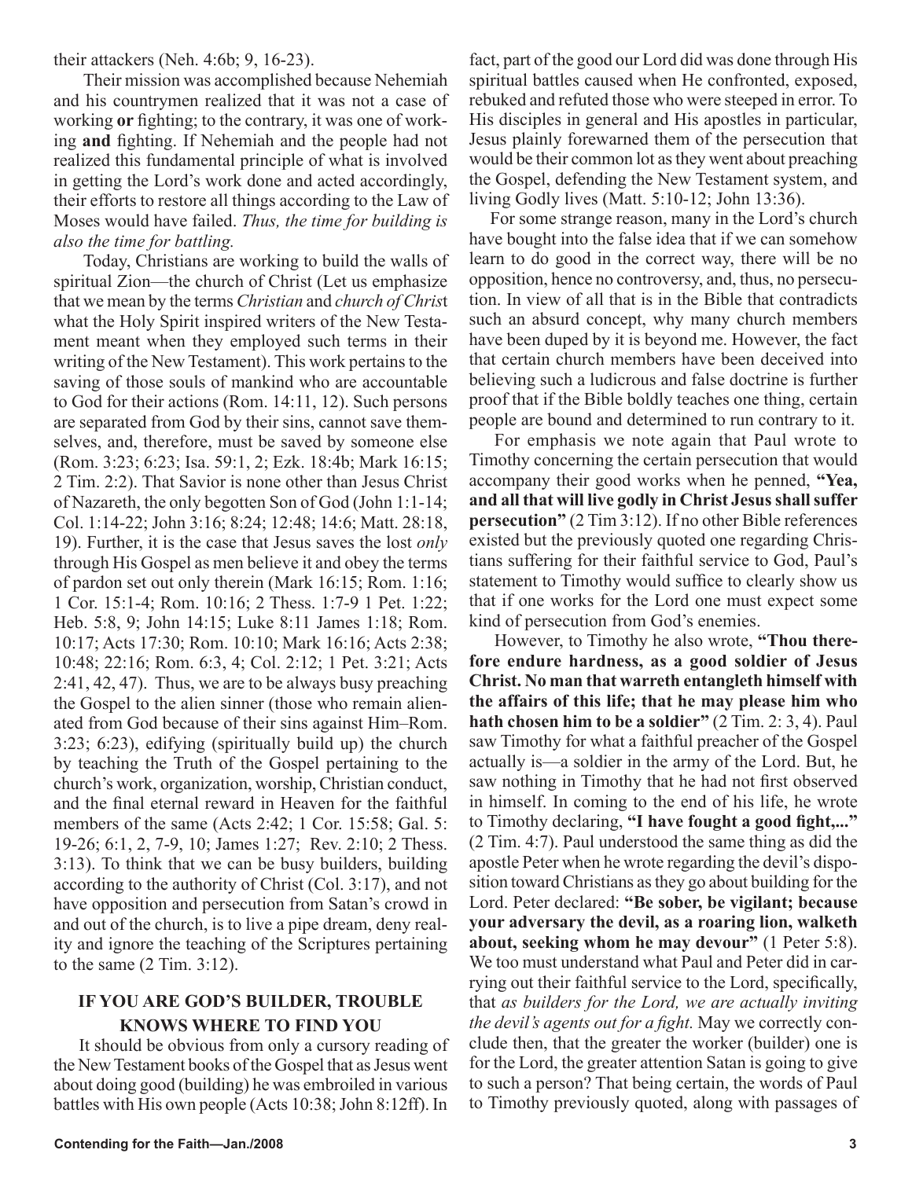their attackers (Neh. 4:6b; 9, 16-23).

Their mission was accomplished because Nehemiah and his countrymen realized that it was not a case of working **or** fighting; to the contrary, it was one of working **and** fighting. If Nehemiah and the people had not realized this fundamental principle of what is involved in getting the Lord's work done and acted accordingly, their efforts to restore all things according to the Law of Moses would have failed. *Thus, the time for building is also the time for battling.*

Today, Christians are working to build the walls of spiritual Zion—the church of Christ (Let us emphasize that we mean by the terms *Christian* and *church of Christ* what the Holy Spirit inspired writers of the New Testament meant when they employed such terms in their writing of the New Testament). This work pertains to the saving of those souls of mankind who are accountable to God for their actions (Rom. 14:11, 12). Such persons are separated from God by their sins, cannot save themselves, and, therefore, must be saved by someone else (Rom. 3:23; 6:23; Isa. 59:1, 2; Ezk. 18:4b; Mark 16:15; 2 Tim. 2:2). That Savior is none other than Jesus Christ of Nazareth, the only begotten Son of God (John 1:1-14; Col. 1:14-22; John 3:16; 8:24; 12:48; 14:6; Matt. 28:18, 19). Further, it is the case that Jesus saves the lost *only* through His Gospel as men believe it and obey the terms of pardon set out only therein (Mark 16:15; Rom. 1:16; 1 Cor. 15:1-4; Rom. 10:16; 2 Thess. 1:7-9 1 Pet. 1:22; Heb. 5:8, 9; John 14:15; Luke 8:11 James 1:18; Rom. 10:17; Acts 17:30; Rom. 10:10; Mark 16:16; Acts 2:38; 10:48; 22:16; Rom. 6:3, 4; Col. 2:12; 1 Pet. 3:21; Acts 2:41, 42, 47). Thus, we are to be always busy preaching the Gospel to the alien sinner (those who remain alienated from God because of their sins against Him–Rom. 3:23; 6:23), edifying (spiritually build up) the church by teaching the Truth of the Gospel pertaining to the church's work, organization, worship, Christian conduct, and the final eternal reward in Heaven for the faithful members of the same (Acts 2:42; 1 Cor. 15:58; Gal. 5: 19-26; 6:1, 2, 7-9, 10; James 1:27; Rev. 2:10; 2 Thess. 3:13). To think that we can be busy builders, building according to the authority of Christ (Col. 3:17), and not have opposition and persecution from Satan's crowd in and out of the church, is to live a pipe dream, deny reality and ignore the teaching of the Scriptures pertaining to the same (2 Tim. 3:12).

## IF YOU ARE GOD'S BUILDER, TROUBLE KNOWS WHERE TO FIND YOU

It should be obvious from only a cursory reading of the New Testament books of the Gospel that as Jesus went about doing good (building) he was embroiled in various battles with His own people (Acts 10:38; John 8:12ff). In fact, part of the good our Lord did was done through His spiritual battles caused when He confronted, exposed, rebuked and refuted those who were steeped in error. To His disciples in general and His apostles in particular, Jesus plainly forewarned them of the persecution that would be their common lot as they went about preaching the Gospel, defending the New Testament system, and living Godly lives (Matt. 5:10-12; John 13:36).

For some strange reason, many in the Lord's church have bought into the false idea that if we can somehow learn to do good in the correct way, there will be no opposition, hence no controversy, and, thus, no persecution. In view of all that is in the Bible that contradicts such an absurd concept, why many church members have been duped by it is beyond me. However, the fact that certain church members have been deceived into believing such a ludicrous and false doctrine is further proof that if the Bible boldly teaches one thing, certain people are bound and determined to run contrary to it.

For emphasis we note again that Paul wrote to Timothy concerning the certain persecution that would accompany their good works when he penned, **"Yea, and all that will live godly in Christ Jesus shall suffer persecution"** (2 Tim 3:12). If no other Bible references existed but the previously quoted one regarding Christians suffering for their faithful service to God, Paul's statement to Timothy would suffice to clearly show us that if one works for the Lord one must expect some kind of persecution from God's enemies.

However, to Timothy he also wrote, **"Thou therefore endure hardness, as a good soldier of Jesus Christ. No man that warreth entangleth himself with the affairs of this life; that he may please him who hath chosen him to be a soldier"** (2 Tim. 2: 3, 4). Paul saw Timothy for what a faithful preacher of the Gospel actually is—a soldier in the army of the Lord. But, he saw nothing in Timothy that he had not first observed in himself. In coming to the end of his life, he wrote to Timothy declaring, **"I have fought a good fight,..."** (2 Tim. 4:7). Paul understood the same thing as did the apostle Peter when he wrote regarding the devil's disposition toward Christians as they go about building for the Lord. Peter declared: **"Be sober, be vigilant; because your adversary the devil, as a roaring lion, walketh about, seeking whom he may devour"** (1 Peter 5:8). We too must understand what Paul and Peter did in carrying out their faithful service to the Lord, specifically, that *as builders for the Lord, we are actually inviting the devil's agents out for a fight.* May we correctly conclude then, that the greater the worker (builder) one is for the Lord, the greater attention Satan is going to give to such a person? That being certain, the words of Paul to Timothy previously quoted, along with passages of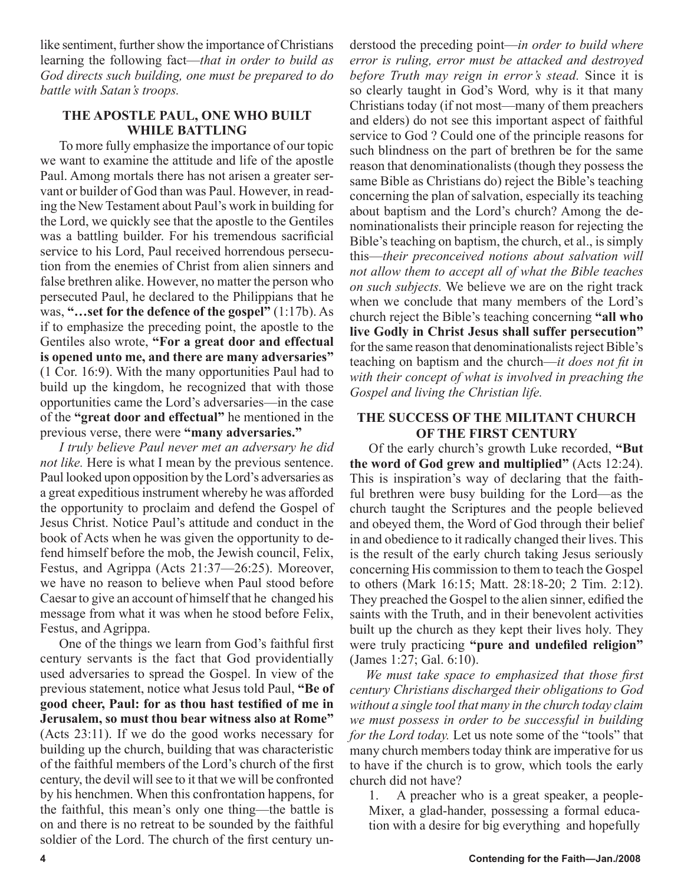like sentiment, further show the importance of Christians learning the following fact—*that in order to build as God directs such building, one must be prepared to do battle with Satan's troops.*

### THE APOSTLE PAUL, ONE WHO BUILT WHILE BATTLING

To more fully emphasize the importance of our topic we want to examine the attitude and life of the apostle Paul. Among mortals there has not arisen a greater servant or builder of God than was Paul. However, in reading the New Testament about Paul's work in building for the Lord, we quickly see that the apostle to the Gentiles was a battling builder. For his tremendous sacrificial service to his Lord, Paul received horrendous persecution from the enemies of Christ from alien sinners and false brethren alike. However, no matter the person who persecuted Paul, he declared to the Philippians that he was, **"…set for the defence of the gospel"** (1:17b). As if to emphasize the preceding point, the apostle to the Gentiles also wrote, **"For a great door and effectual is opened unto me, and there are many adversaries"** (1 Cor. 16:9). With the many opportunities Paul had to build up the kingdom, he recognized that with those opportunities came the Lord's adversaries—in the case of the **"great door and effectual"** he mentioned in the previous verse, there were **"many adversaries."**

*I truly believe Paul never met an adversary he did not like.* Here is what I mean by the previous sentence. Paul looked upon opposition by the Lord's adversaries as a great expeditious instrument whereby he was afforded the opportunity to proclaim and defend the Gospel of Jesus Christ. Notice Paul's attitude and conduct in the book of Acts when he was given the opportunity to defend himself before the mob, the Jewish council, Felix, Festus, and Agrippa (Acts 21:37—26:25). Moreover, we have no reason to believe when Paul stood before Caesar to give an account of himself that he changed his message from what it was when he stood before Felix, Festus, and Agrippa.

One of the things we learn from God's faithful first century servants is the fact that God providentially used adversaries to spread the Gospel. In view of the previous statement, notice what Jesus told Paul, **"Be of good cheer, Paul: for as thou hast testified of me in Jerusalem, so must thou bear witness also at Rome"** (Acts 23:11). If we do the good works necessary for building up the church, building that was characteristic of the faithful members of the Lord's church of the first century, the devil will see to it that we will be confronted by his henchmen. When this confrontation happens, for the faithful, this mean's only one thing—the battle is on and there is no retreat to be sounded by the faithful soldier of the Lord. The church of the first century understood the preceding point—*in order to build where error is ruling, error must be attacked and destroyed before Truth may reign in error's stead.* Since it is so clearly taught in God's Word*,* why is it that many Christians today (if not most—many of them preachers and elders) do not see this important aspect of faithful service to God ? Could one of the principle reasons for such blindness on the part of brethren be for the same reason that denominationalists (though they possess the same Bible as Christians do) reject the Bible's teaching concerning the plan of salvation, especially its teaching about baptism and the Lord's church? Among the denominationalists their principle reason for rejecting the Bible's teaching on baptism, the church, et al., is simply this—*their preconceived notions about salvation will not allow them to accept all of what the Bible teaches on such subjects.* We believe we are on the right track when we conclude that many members of the Lord's church reject the Bible's teaching concerning **"all who live Godly in Christ Jesus shall suffer persecution"** for the same reason that denominationalists reject Bible's teaching on baptism and the church—*it does not fit in with their concept of what is involved in preaching the Gospel and living the Christian life.*

### THE SUCCESS OF THE MILITANT CHURCH OF THE FIRST CENTURY

Of the early church's growth Luke recorded, **"But the word of God grew and multiplied"** (Acts 12:24). This is inspiration's way of declaring that the faithful brethren were busy building for the Lord—as the church taught the Scriptures and the people believed and obeyed them, the Word of God through their belief in and obedience to it radically changed their lives. This is the result of the early church taking Jesus seriously concerning His commission to them to teach the Gospel to others (Mark 16:15; Matt. 28:18-20; 2 Tim. 2:12). They preached the Gospel to the alien sinner, edified the saints with the Truth, and in their benevolent activities built up the church as they kept their lives holy. They were truly practicing **"pure and undefiled religion"** (James 1:27; Gal. 6:10).

*We must take space to emphasized that those first century Christians discharged their obligations to God without a single tool that many in the church today claim we must possess in order to be successful in building for the Lord today.* Let us note some of the "tools" that many church members today think are imperative for us to have if the church is to grow, which tools the early church did not have?

1. A preacher who is a great speaker, a people-Mixer, a glad-hander, possessing a formal education with a desire for big everything and hopefully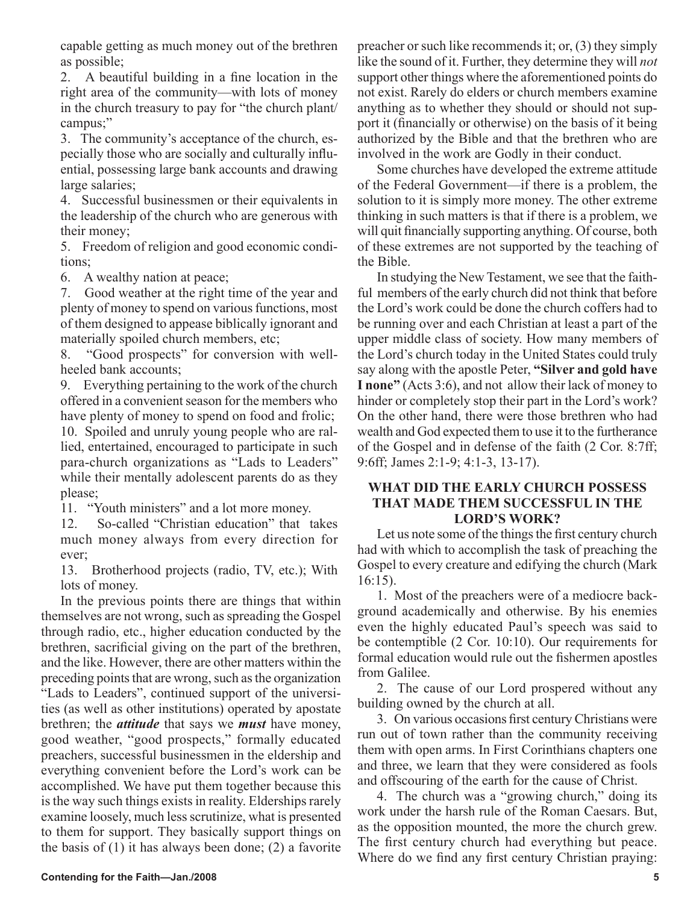capable getting as much money out of the brethren as possible;

2. A beautiful building in a fine location in the right area of the community—with lots of money in the church treasury to pay for "the church plant/campus;"

3. The community's acceptance of the church, especially those who are socially and culturally influential, possessing large bank accounts and drawing large salaries;

4. Successful businessmen or their equivalents in the leadership of the church who are generous with their money;

5. Freedom of religion and good economic conditions;

6. A wealthy nation at peace;

7. Good weather at the right time of the year and plenty of money to spend on various functions, most of them designed to appease biblically ignorant and materially spoiled church members, etc;

8. "Good prospects" for conversion with well-heeled bank accounts;

9. Everything pertaining to the work of the church offered in a convenient season for the members who have plenty of money to spend on food and frolic;

10. Spoiled and unruly young people who are rallied, entertained, encouraged to participate in such para-church organizations as "Lads to Leaders" while their mentally adolescent parents do as they please;

11. "Youth ministers" and a lot more money.

12. So-called "Christian education" that takes much money always from every direction for ever;

13. Brotherhood projects (radio, TV, etc.); With lots of money.

In the previous points there are things that within themselves are not wrong, such as spreading the Gospel through radio, etc., higher education conducted by the brethren, sacrificial giving on the part of the brethren, and the like. However, there are other matters within the preceding points that are wrong, such as the organization "Lads to Leaders", continued support of the universities (as well as other institutions) operated by apostate brethren; the ***attitude*** that says we ***must*** have money, good weather, "good prospects," formally educated preachers, successful businessmen in the eldership and everything convenient before the Lord's work can be accomplished. We have put them together because this is the way such things exists in reality. Elderships rarely examine loosely, much less scrutinize, what is presented to them for support. They basically support things on the basis of (1) it has always been done; (2) a favorite preacher or such like recommends it; or, (3) they simply like the sound of it. Further, they determine they will *not* support other things where the aforementioned points do not exist. Rarely do elders or church members examine anything as to whether they should or should not support it (financially or otherwise) on the basis of it being authorized by the Bible and that the brethren who are involved in the work are Godly in their conduct.

Some churches have developed the extreme attitude of the Federal Government—if there is a problem, the solution to it is simply more money. The other extreme thinking in such matters is that if there is a problem, we will quit financially supporting anything. Of course, both of these extremes are not supported by the teaching of the Bible.

In studying the New Testament, we see that the faithful members of the early church did not think that before the Lord's work could be done the church coffers had to be running over and each Christian at least a part of the upper middle class of society. How many members of the Lord's church today in the United States could truly say along with the apostle Peter, **"Silver and gold have I none"** (Acts 3:6), and not allow their lack of money to hinder or completely stop their part in the Lord's work? On the other hand, there were those brethren who had wealth and God expected them to use it to the furtherance of the Gospel and in defense of the faith (2 Cor. 8:7ff; 9:6ff; James 2:1-9; 4:1-3, 13-17).

## WHAT DID THE EARLY CHURCH POSSESS THAT MADE THEM SUCCESSFUL IN THE LORD'S WORK?

Let us note some of the things the first century church had with which to accomplish the task of preaching the Gospel to every creature and edifying the church (Mark 16:15).

1. Most of the preachers were of a mediocre background academically and otherwise. By his enemies even the highly educated Paul's speech was said to be contemptible (2 Cor. 10:10). Our requirements for formal education would rule out the fishermen apostles from Galilee.

2. The cause of our Lord prospered without any building owned by the church at all.

3. On various occasions first century Christians were run out of town rather than the community receiving them with open arms. In First Corinthians chapters one and three, we learn that they were considered as fools and offscouring of the earth for the cause of Christ.

4. The church was a "growing church," doing its work under the harsh rule of the Roman Caesars. But, as the opposition mounted, the more the church grew. The first century church had everything but peace. Where do we find any first century Christian praying: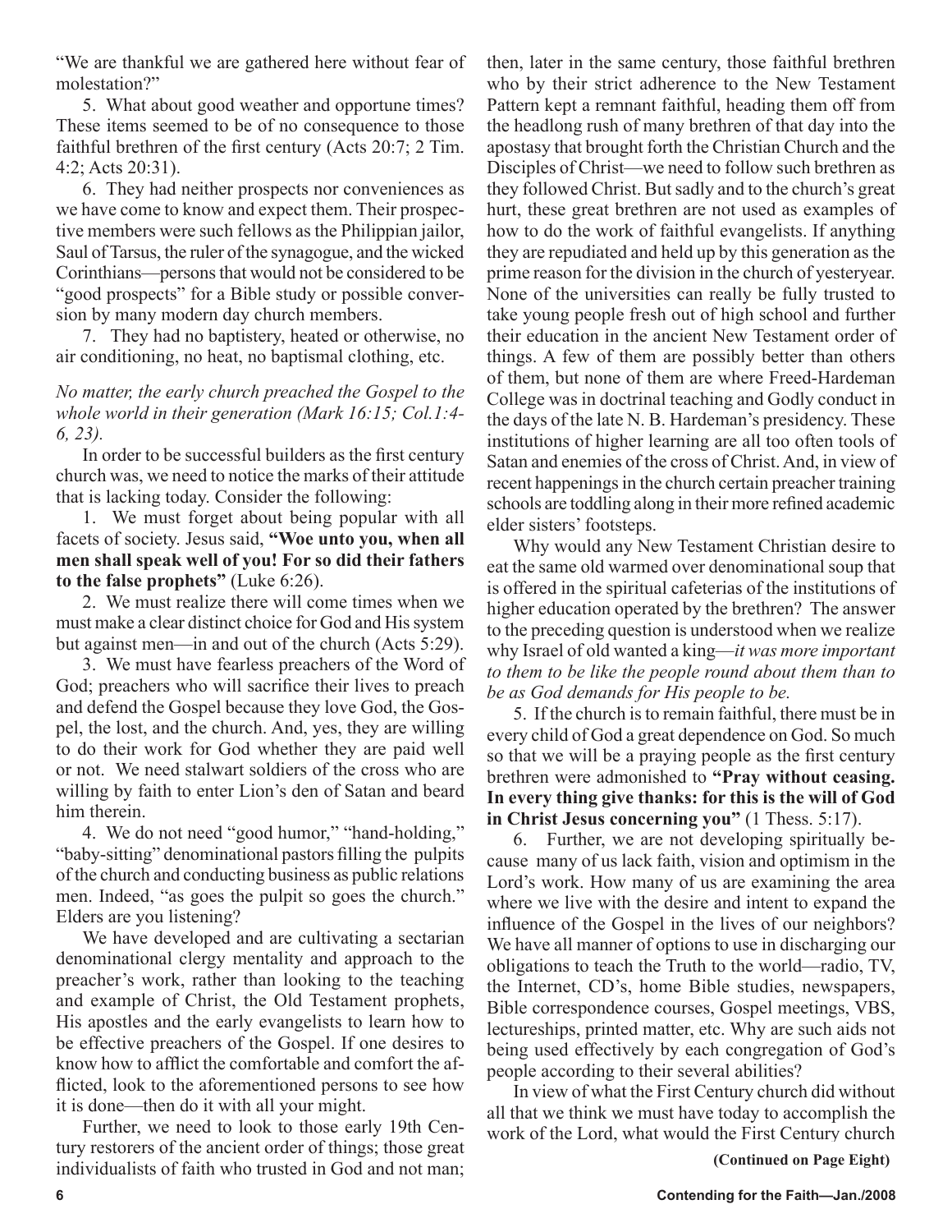"We are thankful we are gathered here without fear of molestation?"

5. What about good weather and opportune times? These items seemed to be of no consequence to those faithful brethren of the first century (Acts 20:7; 2 Tim. 4:2; Acts 20:31).

6. They had neither prospects nor conveniences as we have come to know and expect them. Their prospective members were such fellows as the Philippian jailor, Saul of Tarsus, the ruler of the synagogue, and the wicked Corinthians—persons that would not be considered to be "good prospects" for a Bible study or possible conversion by many modern day church members.

7. They had no baptistery, heated or otherwise, no air conditioning, no heat, no baptismal clothing, etc.

*No matter, the early church preached the Gospel to the whole world in their generation (Mark 16:15; Col.1:4-6, 23).*

In order to be successful builders as the first century church was, we need to notice the marks of their attitude that is lacking today. Consider the following:

1. We must forget about being popular with all facets of society. Jesus said, **"Woe unto you, when all men shall speak well of you! For so did their fathers to the false prophets"** (Luke 6:26).

2. We must realize there will come times when we must make a clear distinct choice for God and His system but against men—in and out of the church (Acts 5:29).

3. We must have fearless preachers of the Word of God; preachers who will sacrifice their lives to preach and defend the Gospel because they love God, the Gospel, the lost, and the church. And, yes, they are willing to do their work for God whether they are paid well or not. We need stalwart soldiers of the cross who are willing by faith to enter Lion's den of Satan and beard him therein.

4. We do not need "good humor," "hand-holding," "baby-sitting" denominational pastors filling the pulpits of the church and conducting business as public relations men. Indeed, "as goes the pulpit so goes the church." Elders are you listening?

We have developed and are cultivating a sectarian denominational clergy mentality and approach to the preacher's work, rather than looking to the teaching and example of Christ, the Old Testament prophets, His apostles and the early evangelists to learn how to be effective preachers of the Gospel. If one desires to know how to afflict the comfortable and comfort the afflicted, look to the aforementioned persons to see how it is done—then do it with all your might.

Further, we need to look to those early 19th Century restorers of the ancient order of things; those great individualists of faith who trusted in God and not man; then, later in the same century, those faithful brethren who by their strict adherence to the New Testament Pattern kept a remnant faithful, heading them off from the headlong rush of many brethren of that day into the apostasy that brought forth the Christian Church and the Disciples of Christ—we need to follow such brethren as they followed Christ. But sadly and to the church's great hurt, these great brethren are not used as examples of how to do the work of faithful evangelists. If anything they are repudiated and held up by this generation as the prime reason for the division in the church of yesteryear. None of the universities can really be fully trusted to take young people fresh out of high school and further their education in the ancient New Testament order of things. A few of them are possibly better than others of them, but none of them are where Freed-Hardeman College was in doctrinal teaching and Godly conduct in the days of the late N. B. Hardeman's presidency. These institutions of higher learning are all too often tools of Satan and enemies of the cross of Christ. And, in view of recent happenings in the church certain preacher training schools are toddling along in their more refined academic elder sisters' footsteps.

Why would any New Testament Christian desire to eat the same old warmed over denominational soup that is offered in the spiritual cafeterias of the institutions of higher education operated by the brethren? The answer to the preceding question is understood when we realize why Israel of old wanted a king—*it was more important to them to be like the people round about them than to be as God demands for His people to be.*

5. If the church is to remain faithful, there must be in every child of God a great dependence on God. So much so that we will be a praying people as the first century brethren were admonished to **"Pray without ceasing. In every thing give thanks: for this is the will of God in Christ Jesus concerning you"** (1 Thess. 5:17).

6. Further, we are not developing spiritually because many of us lack faith, vision and optimism in the Lord's work. How many of us are examining the area where we live with the desire and intent to expand the influence of the Gospel in the lives of our neighbors? We have all manner of options to use in discharging our obligations to teach the Truth to the world—radio, TV, the Internet, CD's, home Bible studies, newspapers, Bible correspondence courses, Gospel meetings, VBS, lectureships, printed matter, etc. Why are such aids not being used effectively by each congregation of God's people according to their several abilities?

In view of what the First Century church did without all that we think we must have today to accomplish the work of the Lord, what would the First Century church

**(Continued on Page Eight)**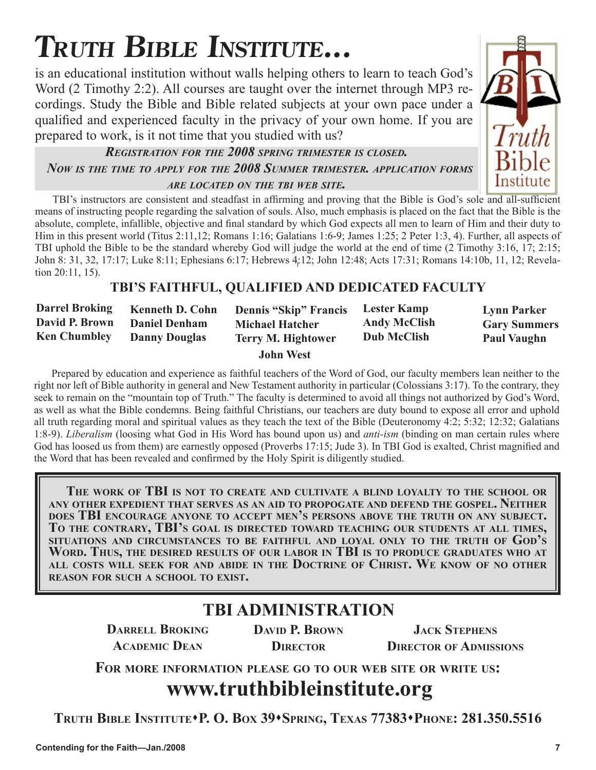# *Truth Bible Institute...*

is an educational institution without walls helping others to learn to teach God's Word (2 Timothy 2:2). All courses are taught over the internet through MP3 recordings. Study the Bible and Bible related subjects at your own pace under a qualified and experienced faculty in the privacy of your own home. If you are prepared to work, is it not time that you studied with us?

***Registration for the 2008 Spring Trimester is closed.***
***Now is the time to apply for the 2008 Summer trimester. Application forms are located on the TBI web site.***

TBI's instructors are consistent and steadfast in affirming and proving that the Bible is God's sole and all-sufficient means of instructing people regarding the salvation of souls. Also, much emphasis is placed on the fact that the Bible is the absolute, complete, infallible, objective and final standard by which God expects all men to learn of Him and their duty to Him in this present world (Titus 2:11,12; Romans 1:16; Galatians 1:6-9; James 1:25; 2 Peter 1:3, 4). Further, all aspects of TBI uphold the Bible to be the standard whereby God will judge the world at the end of time (2 Timothy 3:16, 17; 2:15; John 8: 31, 32, 17:17; Luke 8:11; Ephesians 6:17; Hebrews 4:12; John 12:48; Acts 17:31; Romans 14:10b, 11, 12; Revelation 20:11, 15).

## TBI's Faithful, Qualified and Dedicated Faculty

**Darrel Broking**
**David P. Brown**
**Ken Chumbley**
**Kenneth D. Cohn**
**Daniel Denham**
**Danny Douglas**
**Dennis "Skip" Francis**
**Michael Hatcher**
**Terry M. Hightower**
**John West**
**Lester Kamp**
**Andy McClish**
**Dub McClish**
**Lynn Parker**
**Gary Summers**
**Paul Vaughn**

Prepared by education and experience as faithful teachers of the Word of God, our faculty members lean neither to the right nor left of Bible authority in general and New Testament authority in particular (Colossians 3:17). To the contrary, they seek to remain on the "mountain top of Truth." The faculty is determined to avoid all things not authorized by God's Word, as well as what the Bible condemns. Being faithful Christians, our teachers are duty bound to expose all error and uphold all truth regarding moral and spiritual values as they teach the text of the Bible (Deuteronomy 4:2; 5:32; 12:32; Galatians 1:8-9). *Liberalism* (loosing what God in His Word has bound upon us) and *anti-ism* (binding on man certain rules where God has loosed us from them) are earnestly opposed (Proverbs 17:15; Jude 3). In TBI God is exalted, Christ magnified and the Word that has been revealed and confirmed by the Holy Spirit is diligently studied.

**The work of TBI is not to create and cultivate a blind loyalty to the school or any other expedient that serves as an aid to propogate and defend the gospel. Neither does TBI encourage anyone to accept men's persons above the truth on any subject. To the contrary, TBI's goal is directed toward teaching our students at all times, situations and circumstances to be faithful and loyal only to the truth of God's Word. Thus, the desired results of our labor in TBI is to produce graduates who at all costs will seek for and abide in the Doctrine of Christ. We know of no other reason for such a school to exist.**

## TBI Administration

**Darrell Broking**
**Academic Dean**

**David P. Brown**
**Director**

**Jack Stephens**
**Director of Admissions**

**For more information please go to our web site or write us:**

# www.truthbibleinstitute.org

**Truth Bible Institute•P. O. Box 39•Spring, Texas 77383•Phone: 281.350.5516**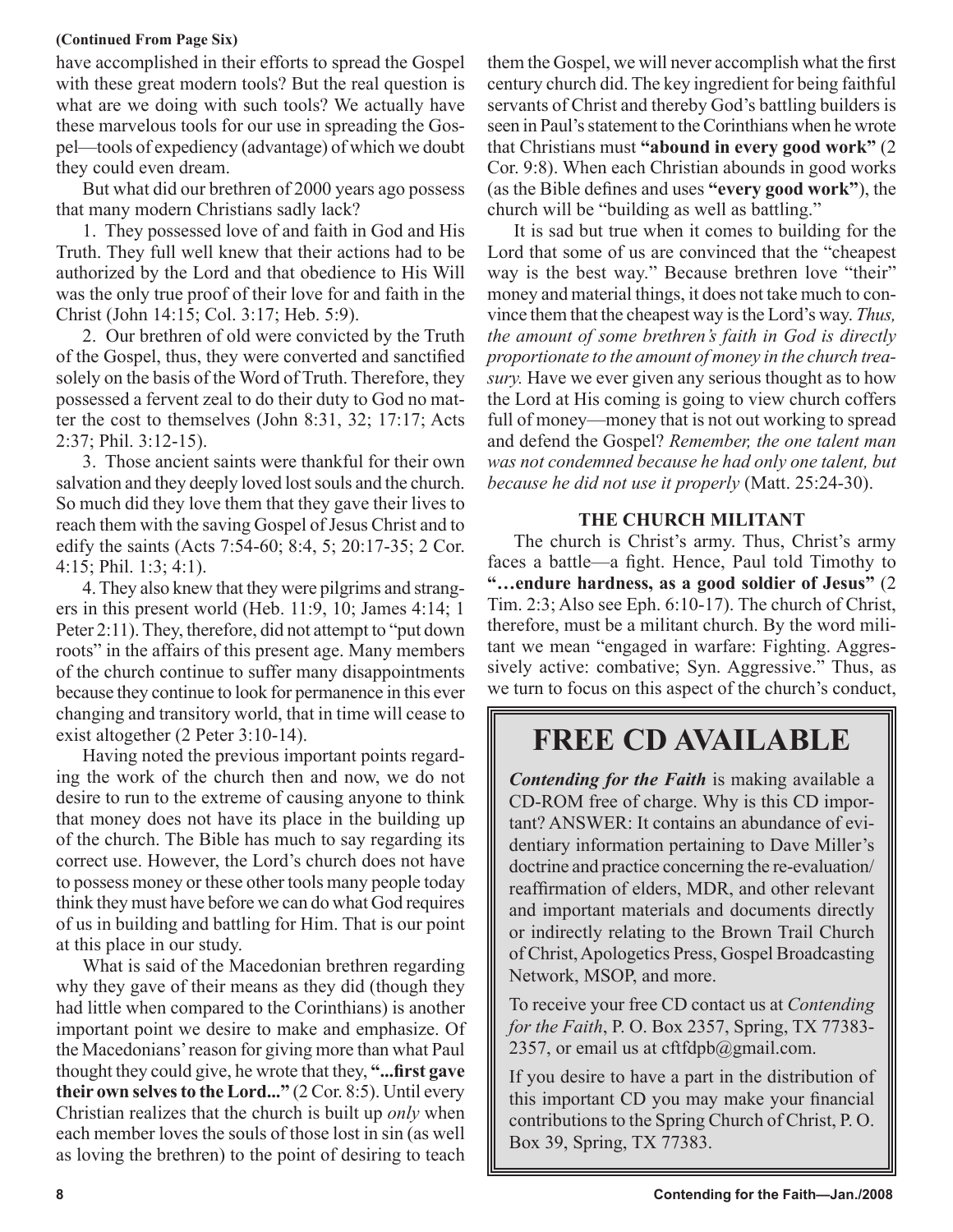**(Continued From Page Six)**

have accomplished in their efforts to spread the Gospel with these great modern tools? But the real question is what are we doing with such tools? We actually have these marvelous tools for our use in spreading the Gospel—tools of expediency (advantage) of which we doubt they could even dream.

But what did our brethren of 2000 years ago possess that many modern Christians sadly lack?

1. They possessed love of and faith in God and His Truth. They full well knew that their actions had to be authorized by the Lord and that obedience to His Will was the only true proof of their love for and faith in the Christ (John 14:15; Col. 3:17; Heb. 5:9).

2. Our brethren of old were convicted by the Truth of the Gospel, thus, they were converted and sanctified solely on the basis of the Word of Truth. Therefore, they possessed a fervent zeal to do their duty to God no matter the cost to themselves (John 8:31, 32; 17:17; Acts 2:37; Phil. 3:12-15).

3. Those ancient saints were thankful for their own salvation and they deeply loved lost souls and the church. So much did they love them that they gave their lives to reach them with the saving Gospel of Jesus Christ and to edify the saints (Acts 7:54-60; 8:4, 5; 20:17-35; 2 Cor. 4:15; Phil. 1:3; 4:1).

4. They also knew that they were pilgrims and strangers in this present world (Heb. 11:9, 10; James 4:14; 1 Peter 2:11). They, therefore, did not attempt to "put down roots" in the affairs of this present age. Many members of the church continue to suffer many disappointments because they continue to look for permanence in this ever changing and transitory world, that in time will cease to exist altogether (2 Peter 3:10-14).

Having noted the previous important points regarding the work of the church then and now, we do not desire to run to the extreme of causing anyone to think that money does not have its place in the building up of the church. The Bible has much to say regarding its correct use. However, the Lord's church does not have to possess money or these other tools many people today think they must have before we can do what God requires of us in building and battling for Him. That is our point at this place in our study.

What is said of the Macedonian brethren regarding why they gave of their means as they did (though they had little when compared to the Corinthians) is another important point we desire to make and emphasize. Of the Macedonians' reason for giving more than what Paul thought they could give, he wrote that they, **"...first gave their own selves to the Lord..."** (2 Cor. 8:5). Until every Christian realizes that the church is built up *only* when each member loves the souls of those lost in sin (as well as loving the brethren) to the point of desiring to teach them the Gospel, we will never accomplish what the first century church did. The key ingredient for being faithful servants of Christ and thereby God's battling builders is seen in Paul's statement to the Corinthians when he wrote that Christians must **"abound in every good work"** (2 Cor. 9:8). When each Christian abounds in good works (as the Bible defines and uses **"every good work"**), the church will be "building as well as battling."

It is sad but true when it comes to building for the Lord that some of us are convinced that the "cheapest way is the best way." Because brethren love "their" money and material things, it does not take much to convince them that the cheapest way is the Lord's way. *Thus, the amount of some brethren's faith in God is directly proportionate to the amount of money in the church treasury.* Have we ever given any serious thought as to how the Lord at His coming is going to view church coffers full of money—money that is not out working to spread and defend the Gospel? *Remember, the one talent man was not condemned because he had only one talent, but because he did not use it properly* (Matt. 25:24-30).

### THE CHURCH MILITANT

The church is Christ's army. Thus, Christ's army faces a battle—a fight. Hence, Paul told Timothy to **"…endure hardness, as a good soldier of Jesus"** (2 Tim. 2:3; Also see Eph. 6:10-17). The church of Christ, therefore, must be a militant church. By the word militant we mean "engaged in warfare: Fighting. Aggressively active: combative; Syn. Aggressive." Thus, as we turn to focus on this aspect of the church's conduct,

## FREE CD AVAILABLE

***Contending for the Faith*** is making available a CD-ROM free of charge. Why is this CD important? ANSWER: It contains an abundance of evidentiary information pertaining to Dave Miller's doctrine and practice concerning the re-evaluation/reaffirmation of elders, MDR, and other relevant and important materials and documents directly or indirectly relating to the Brown Trail Church of Christ, Apologetics Press, Gospel Broadcasting Network, MSOP, and more.

To receive your free CD contact us at *Contending for the Faith*, P. O. Box 2357, Spring, TX 77383-2357, or email us at cftfdpb@gmail.com.

If you desire to have a part in the distribution of this important CD you may make your financial contributions to the Spring Church of Christ, P. O. Box 39, Spring, TX 77383.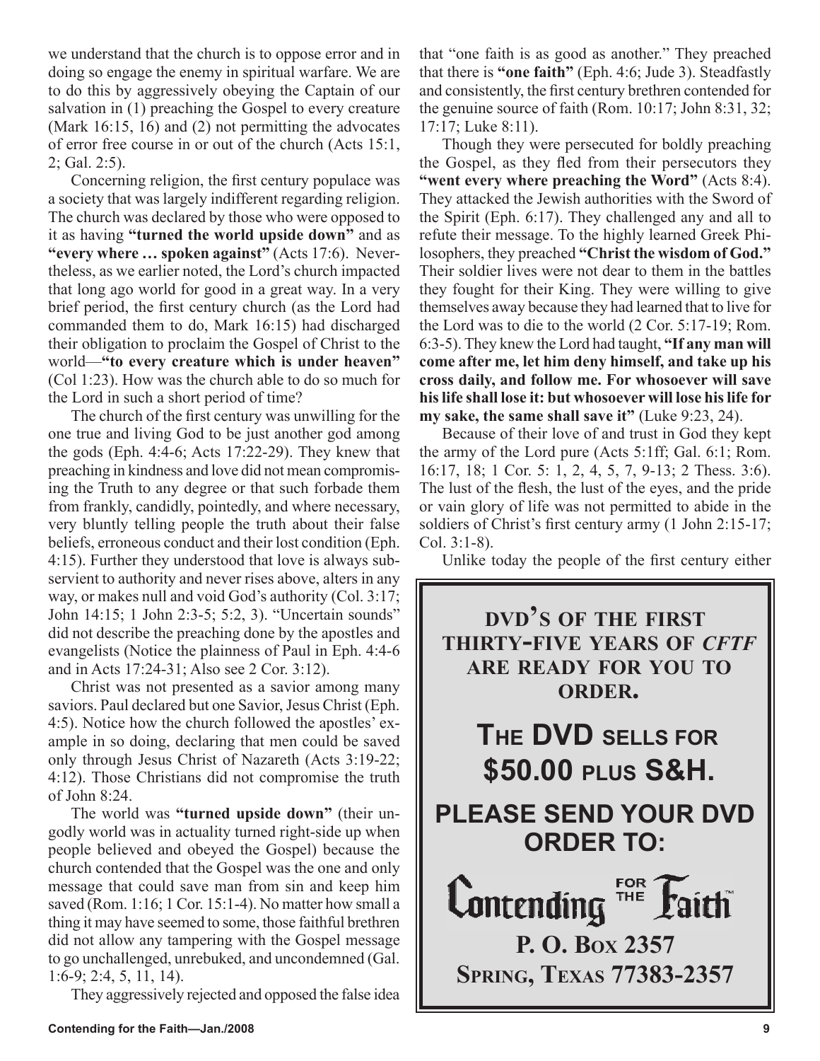we understand that the church is to oppose error and in doing so engage the enemy in spiritual warfare. We are to do this by aggressively obeying the Captain of our salvation in (1) preaching the Gospel to every creature (Mark 16:15, 16) and (2) not permitting the advocates of error free course in or out of the church (Acts 15:1, 2; Gal. 2:5).

Concerning religion, the first century populace was a society that was largely indifferent regarding religion. The church was declared by those who were opposed to it as having **"turned the world upside down"** and as **"every where … spoken against"** (Acts 17:6). Nevertheless, as we earlier noted, the Lord's church impacted that long ago world for good in a great way. In a very brief period, the first century church (as the Lord had commanded them to do, Mark 16:15) had discharged their obligation to proclaim the Gospel of Christ to the world—**"to every creature which is under heaven"** (Col 1:23). How was the church able to do so much for the Lord in such a short period of time?

The church of the first century was unwilling for the one true and living God to be just another god among the gods (Eph. 4:4-6; Acts 17:22-29). They knew that preaching in kindness and love did not mean compromising the Truth to any degree or that such forbade them from frankly, candidly, pointedly, and where necessary, very bluntly telling people the truth about their false beliefs, erroneous conduct and their lost condition (Eph. 4:15). Further they understood that love is always subservient to authority and never rises above, alters in any way, or makes null and void God's authority (Col. 3:17; John 14:15; 1 John 2:3-5; 5:2, 3). "Uncertain sounds" did not describe the preaching done by the apostles and evangelists (Notice the plainness of Paul in Eph. 4:4-6 and in Acts 17:24-31; Also see 2 Cor. 3:12).

Christ was not presented as a savior among many saviors. Paul declared but one Savior, Jesus Christ (Eph. 4:5). Notice how the church followed the apostles' example in so doing, declaring that men could be saved only through Jesus Christ of Nazareth (Acts 3:19-22; 4:12). Those Christians did not compromise the truth of John 8:24.

The world was **"turned upside down"** (their ungodly world was in actuality turned right-side up when people believed and obeyed the Gospel) because the church contended that the Gospel was the one and only message that could save man from sin and keep him saved (Rom. 1:16; 1 Cor. 15:1-4). No matter how small a thing it may have seemed to some, those faithful brethren did not allow any tampering with the Gospel message to go unchallenged, unrebuked, and uncondemned (Gal. 1:6-9; 2:4, 5, 11, 14).

They aggressively rejected and opposed the false idea that "one faith is as good as another." They preached that there is **"one faith"** (Eph. 4:6; Jude 3). Steadfastly and consistently, the first century brethren contended for the genuine source of faith (Rom. 10:17; John 8:31, 32; 17:17; Luke 8:11).

Though they were persecuted for boldly preaching the Gospel, as they fled from their persecutors they **"went every where preaching the Word"** (Acts 8:4). They attacked the Jewish authorities with the Sword of the Spirit (Eph. 6:17). They challenged any and all to refute their message. To the highly learned Greek Philosophers, they preached **"Christ the wisdom of God."** Their soldier lives were not dear to them in the battles they fought for their King. They were willing to give themselves away because they had learned that to live for the Lord was to die to the world (2 Cor. 5:17-19; Rom. 6:3-5). They knew the Lord had taught, **"If any man will come after me, let him deny himself, and take up his cross daily, and follow me. For whosoever will save his life shall lose it: but whosoever will lose his life for my sake, the same shall save it"** (Luke 9:23, 24).

Because of their love of and trust in God they kept the army of the Lord pure (Acts 5:1ff; Gal. 6:1; Rom. 16:17, 18; 1 Cor. 5: 1, 2, 4, 5, 7, 9-13; 2 Thess. 3:6). The lust of the flesh, the lust of the eyes, and the pride or vain glory of life was not permitted to abide in the soldiers of Christ's first century army (1 John 2:15-17; Col. 3:1-8).

Unlike today the people of the first century either

---

**DVD'S OF THE FIRST THIRTY-FIVE YEARS OF *CFTF* ARE READY FOR YOU TO ORDER.**

**THE DVD SELLS FOR $50.00 PLUS S&H.**

**PLEASE SEND YOUR DVD ORDER TO:**

**Contending FOR THE Faith™**

**P. O. BOX 2357**
**SPRING, TEXAS 77383-2357**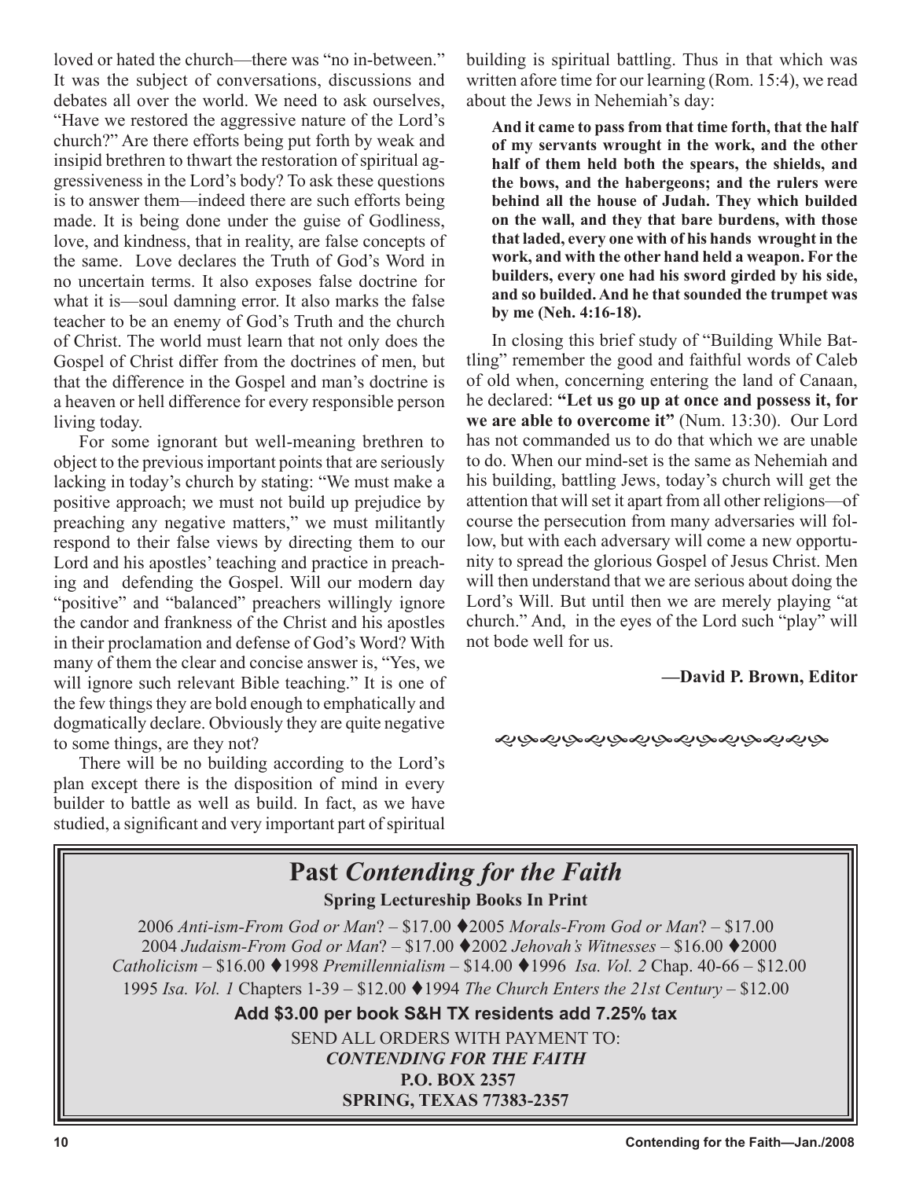loved or hated the church—there was "no in-between." It was the subject of conversations, discussions and debates all over the world. We need to ask ourselves, "Have we restored the aggressive nature of the Lord's church?" Are there efforts being put forth by weak and insipid brethren to thwart the restoration of spiritual aggressiveness in the Lord's body? To ask these questions is to answer them—indeed there are such efforts being made. It is being done under the guise of Godliness, love, and kindness, that in reality, are false concepts of the same. Love declares the Truth of God's Word in no uncertain terms. It also exposes false doctrine for what it is—soul damning error. It also marks the false teacher to be an enemy of God's Truth and the church of Christ. The world must learn that not only does the Gospel of Christ differ from the doctrines of men, but that the difference in the Gospel and man's doctrine is a heaven or hell difference for every responsible person living today.

For some ignorant but well-meaning brethren to object to the previous important points that are seriously lacking in today's church by stating: "We must make a positive approach; we must not build up prejudice by preaching any negative matters," we must militantly respond to their false views by directing them to our Lord and his apostles' teaching and practice in preaching and defending the Gospel. Will our modern day "positive" and "balanced" preachers willingly ignore the candor and frankness of the Christ and his apostles in their proclamation and defense of God's Word? With many of them the clear and concise answer is, "Yes, we will ignore such relevant Bible teaching." It is one of the few things they are bold enough to emphatically and dogmatically declare. Obviously they are quite negative to some things, are they not?

There will be no building according to the Lord's plan except there is the disposition of mind in every builder to battle as well as build. In fact, as we have studied, a significant and very important part of spiritual building is spiritual battling. Thus in that which was written afore time for our learning (Rom. 15:4), we read about the Jews in Nehemiah's day:

> **And it came to pass from that time forth, that the half of my servants wrought in the work, and the other half of them held both the spears, the shields, and the bows, and the habergeons; and the rulers were behind all the house of Judah. They which builded on the wall, and they that bare burdens, with those that laded, every one with of his hands wrought in the work, and with the other hand held a weapon. For the builders, every one had his sword girded by his side, and so builded. And he that sounded the trumpet was by me (Neh. 4:16-18).**

In closing this brief study of "Building While Battling" remember the good and faithful words of Caleb of old when, concerning entering the land of Canaan, he declared: **"Let us go up at once and possess it, for we are able to overcome it"** (Num. 13:30). Our Lord has not commanded us to do that which we are unable to do. When our mind-set is the same as Nehemiah and his building, battling Jews, today's church will get the attention that will set it apart from all other religions—of course the persecution from many adversaries will follow, but with each adversary will come a new opportunity to spread the glorious Gospel of Jesus Christ. Men will then understand that we are serious about doing the Lord's Will. But until then we are merely playing "at church." And, in the eyes of the Lord such "play" will not bode well for us.

**—David P. Brown, Editor**

## Past *Contending for the Faith*

**Spring Lectureship Books In Print**

2006 *Anti-ism-From God or Man*? – $17.00 ♦2005 *Morals-From God or Man*? – $17.00
2004 *Judaism-From God or Man*? – $17.00 ♦2002 *Jehovah's Witnesses* – $16.00 ♦2000 *Catholicism* – $16.00 ♦1998 *Premillennialism* – $14.00 ♦1996 *Isa. Vol. 2* Chap. 40-66 – $12.00
1995 *Isa. Vol. 1* Chapters 1-39 – $12.00 ♦1994 *The Church Enters the 21st Century* – $12.00

**Add $3.00 per book S&H TX residents add 7.25% tax**

SEND ALL ORDERS WITH PAYMENT TO:
***CONTENDING FOR THE FAITH***
**P.O. BOX 2357**
**SPRING, TEXAS 77383-2357**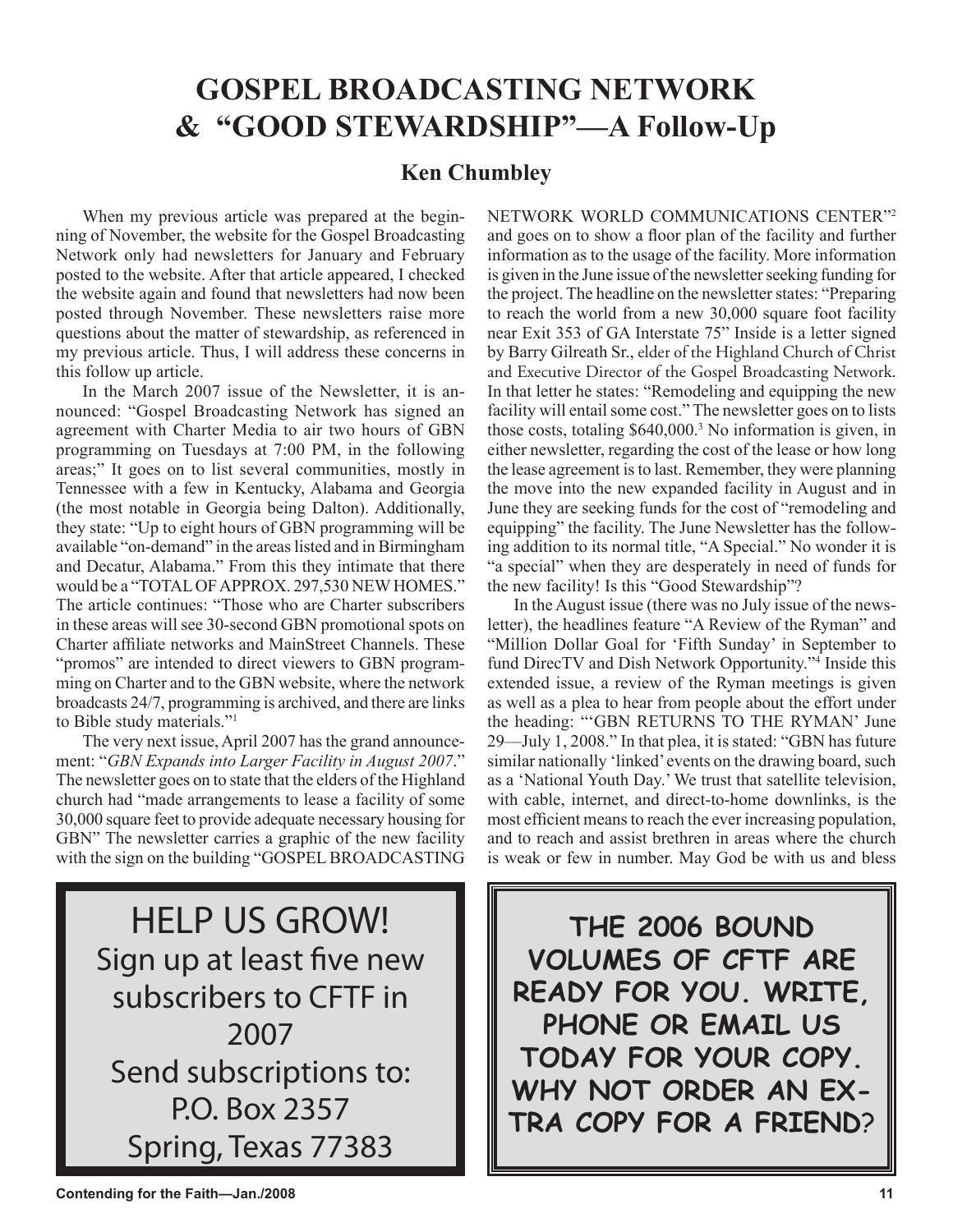# GOSPEL BROADCASTING NETWORK & "GOOD STEWARDSHIP"—A Follow-Up

## Ken Chumbley

When my previous article was prepared at the beginning of November, the website for the Gospel Broadcasting Network only had newsletters for January and February posted to the website. After that article appeared, I checked the website again and found that newsletters had now been posted through November. These newsletters raise more questions about the matter of stewardship, as referenced in my previous article. Thus, I will address these concerns in this follow up article.

In the March 2007 issue of the Newsletter, it is announced: "Gospel Broadcasting Network has signed an agreement with Charter Media to air two hours of GBN programming on Tuesdays at 7:00 PM, in the following areas;" It goes on to list several communities, mostly in Tennessee with a few in Kentucky, Alabama and Georgia (the most notable in Georgia being Dalton). Additionally, they state: "Up to eight hours of GBN programming will be available "on-demand" in the areas listed and in Birmingham and Decatur, Alabama." From this they intimate that there would be a "TOTAL OF APPROX. 297,530 NEW HOMES." The article continues: "Those who are Charter subscribers in these areas will see 30-second GBN promotional spots on Charter affiliate networks and MainStreet Channels. These "promos" are intended to direct viewers to GBN programming on Charter and to the GBN website, where the network broadcasts 24/7, programming is archived, and there are links to Bible study materials."[1]

The very next issue, April 2007 has the grand announcement: "*GBN Expands into Larger Facility in August 2007*." The newsletter goes on to state that the elders of the Highland church had "made arrangements to lease a facility of some 30,000 square feet to provide adequate necessary housing for GBN" The newsletter carries a graphic of the new facility with the sign on the building "GOSPEL BROADCASTING NETWORK WORLD COMMUNICATIONS CENTER"[2] and goes on to show a floor plan of the facility and further information as to the usage of the facility. More information is given in the June issue of the newsletter seeking funding for the project. The headline on the newsletter states: "Preparing to reach the world from a new 30,000 square foot facility near Exit 353 of GA Interstate 75" Inside is a letter signed by Barry Gilreath Sr., elder of the Highland Church of Christ and Executive Director of the Gospel Broadcasting Network. In that letter he states: "Remodeling and equipping the new facility will entail some cost." The newsletter goes on to lists those costs, totaling $640,000.[3] No information is given, in either newsletter, regarding the cost of the lease or how long the lease agreement is to last. Remember, they were planning the move into the new expanded facility in August and in June they are seeking funds for the cost of "remodeling and equipping" the facility. The June Newsletter has the following addition to its normal title, "A Special." No wonder it is "a special" when they are desperately in need of funds for the new facility! Is this "Good Stewardship"?

In the August issue (there was no July issue of the newsletter), the headlines feature "A Review of the Ryman" and "Million Dollar Goal for 'Fifth Sunday' in September to fund DirecTV and Dish Network Opportunity."[4] Inside this extended issue, a review of the Ryman meetings is given as well as a plea to hear from people about the effort under the heading: "'GBN RETURNS TO THE RYMAN' June 29—July 1, 2008." In that plea, it is stated: "GBN has future similar nationally 'linked' events on the drawing board, such as a 'National Youth Day.' We trust that satellite television, with cable, internet, and direct-to-home downlinks, is the most efficient means to reach the ever increasing population, and to reach and assist brethren in areas where the church is weak or few in number. May God be with us and bless

---

HELP US GROW!
Sign up at least five new subscribers to CFTF in 2007
Send subscriptions to:
P.O. Box 2357
Spring, Texas 77383

---

THE 2006 BOUND VOLUMES OF CFTF ARE READY FOR YOU. WRITE, PHONE OR EMAIL US TODAY FOR YOUR COPY. WHY NOT ORDER AN EXTRA COPY FOR A FRIEND?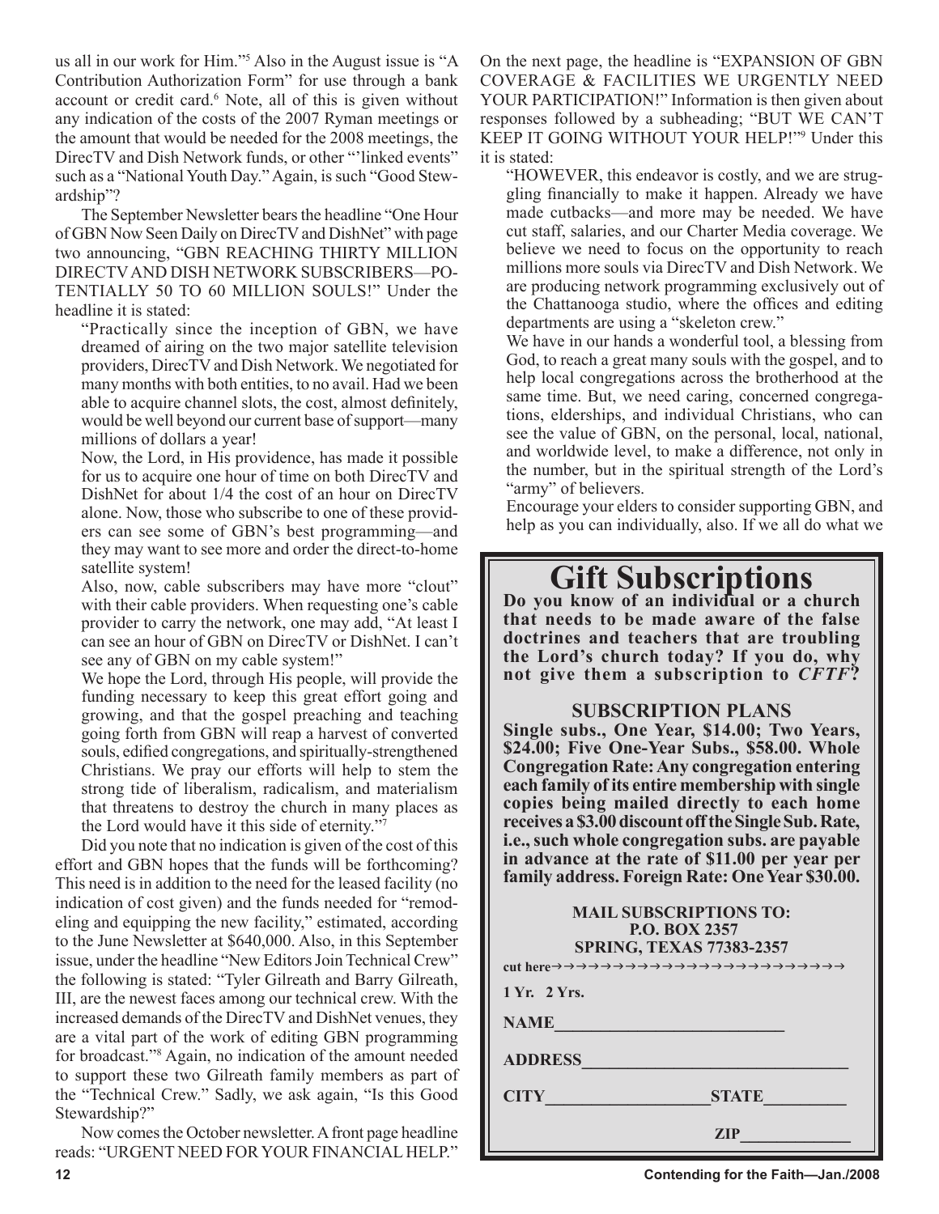us all in our work for Him."[5] Also in the August issue is "A Contribution Authorization Form" for use through a bank account or credit card.[6] Note, all of this is given without any indication of the costs of the 2007 Ryman meetings or the amount that would be needed for the 2008 meetings, the DirecTV and Dish Network funds, or other "'linked events" such as a "National Youth Day." Again, is such "Good Stewardship"?

The September Newsletter bears the headline "One Hour of GBN Now Seen Daily on DirecTV and DishNet" with page two announcing, "GBN REACHING THIRTY MILLION DIRECTV AND DISH NETWORK SUBSCRIBERS—POTENTIALLY 50 TO 60 MILLION SOULS!" Under the headline it is stated:

> "Practically since the inception of GBN, we have dreamed of airing on the two major satellite television providers, DirecTV and Dish Network. We negotiated for many months with both entities, to no avail. Had we been able to acquire channel slots, the cost, almost definitely, would be well beyond our current base of support—many millions of dollars a year!
>
> Now, the Lord, in His providence, has made it possible for us to acquire one hour of time on both DirecTV and DishNet for about 1/4 the cost of an hour on DirecTV alone. Now, those who subscribe to one of these providers can see some of GBN's best programming—and they may want to see more and order the direct-to-home satellite system!
>
> Also, now, cable subscribers may have more "clout" with their cable providers. When requesting one's cable provider to carry the network, one may add, "At least I can see an hour of GBN on DirecTV or DishNet. I can't see any of GBN on my cable system!"
>
> We hope the Lord, through His people, will provide the funding necessary to keep this great effort going and growing, and that the gospel preaching and teaching going forth from GBN will reap a harvest of converted souls, edified congregations, and spiritually-strengthened Christians. We pray our efforts will help to stem the strong tide of liberalism, radicalism, and materialism that threatens to destroy the church in many places as the Lord would have it this side of eternity."[7]

Did you note that no indication is given of the cost of this effort and GBN hopes that the funds will be forthcoming? This need is in addition to the need for the leased facility (no indication of cost given) and the funds needed for "remodeling and equipping the new facility," estimated, according to the June Newsletter at $640,000. Also, in this September issue, under the headline "New Editors Join Technical Crew" the following is stated: "Tyler Gilreath and Barry Gilreath, III, are the newest faces among our technical crew. With the increased demands of the DirecTV and DishNet venues, they are a vital part of the work of editing GBN programming for broadcast."[8] Again, no indication of the amount needed to support these two Gilreath family members as part of the "Technical Crew." Sadly, we ask again, "Is this Good Stewardship?"

Now comes the October newsletter. A front page headline reads: "URGENT NEED FOR YOUR FINANCIAL HELP." On the next page, the headline is "EXPANSION OF GBN COVERAGE & FACILITIES WE URGENTLY NEED YOUR PARTICIPATION!" Information is then given about responses followed by a subheading; "BUT WE CAN'T KEEP IT GOING WITHOUT YOUR HELP!"[9] Under this it is stated:

> "HOWEVER, this endeavor is costly, and we are struggling financially to make it happen. Already we have made cutbacks—and more may be needed. We have cut staff, salaries, and our Charter Media coverage. We believe we need to focus on the opportunity to reach millions more souls via DirecTV and Dish Network. We are producing network programming exclusively out of the Chattanooga studio, where the offices and editing departments are using a "skeleton crew."
>
> We have in our hands a wonderful tool, a blessing from God, to reach a great many souls with the gospel, and to help local congregations across the brotherhood at the same time. But, we need caring, concerned congregations, elderships, and individual Christians, who can see the value of GBN, on the personal, local, national, and worldwide level, to make a difference, not only in the number, but in the spiritual strength of the Lord's "army" of believers.
>
> Encourage your elders to consider supporting GBN, and help as you can individually, also. If we all do what we

# Gift Subscriptions

**Do you know of an individual or a church that needs to be made aware of the false doctrines and teachers that are troubling the Lord's church today? If you do, why not give them a subscription to *CFTF*?**

## SUBSCRIPTION PLANS

**Single subs., One Year, $14.00; Two Years, $24.00; Five One-Year Subs., $58.00. Whole Congregation Rate: Any congregation entering each family of its entire membership with single copies being mailed directly to each home receives a $3.00 discount off the Single Sub. Rate, i.e., such whole congregation subs. are payable in advance at the rate of $11.00 per year per family address. Foreign Rate: One Year $30.00.**

**MAIL SUBSCRIPTIONS TO:**
**P.O. BOX 2357**
**SPRING, TEXAS 77383-2357**

**cut here→→→→→→→→→→→→→→→→→→→→→→→→**

**1 Yr. 2 Yrs.**

**NAME___________________________**

**ADDRESS_______________________________**

**CITY___________________STATE__________**

**ZIP_____________**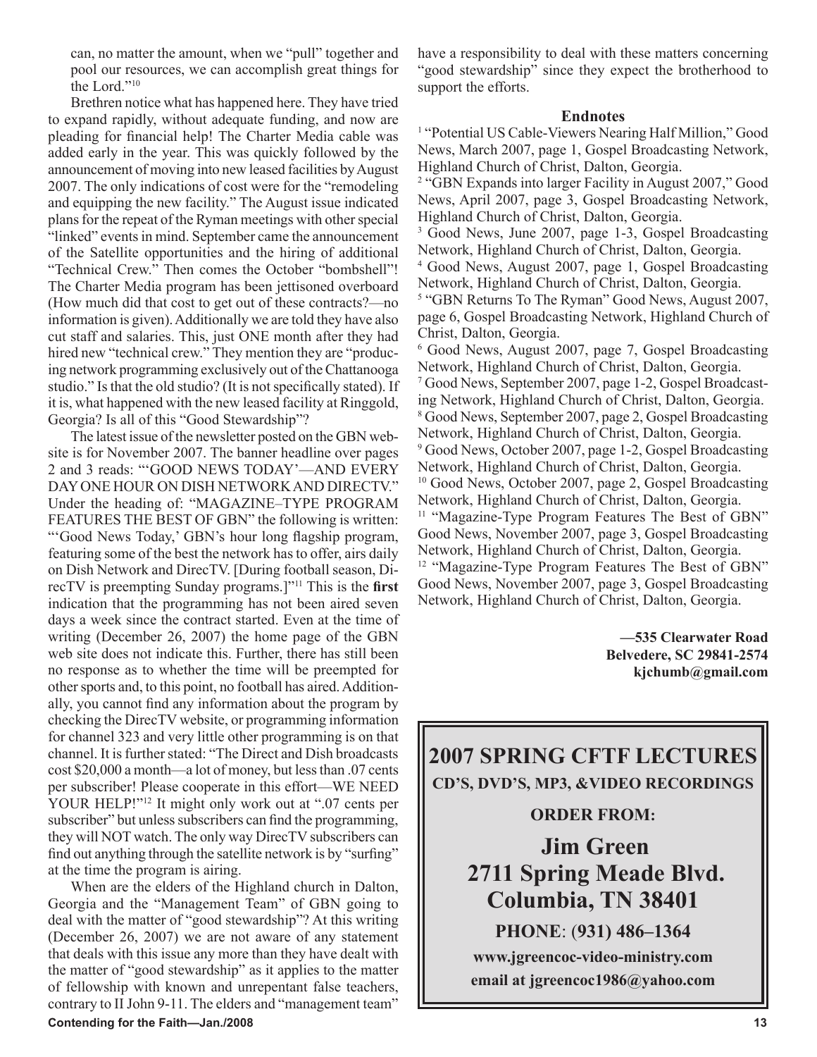can, no matter the amount, when we "pull" together and pool our resources, we can accomplish great things for the Lord."[10]

Brethren notice what has happened here. They have tried to expand rapidly, without adequate funding, and now are pleading for financial help! The Charter Media cable was added early in the year. This was quickly followed by the announcement of moving into new leased facilities by August 2007. The only indications of cost were for the "remodeling and equipping the new facility." The August issue indicated plans for the repeat of the Ryman meetings with other special "linked" events in mind. September came the announcement of the Satellite opportunities and the hiring of additional "Technical Crew." Then comes the October "bombshell"! The Charter Media program has been jettisoned overboard (How much did that cost to get out of these contracts?—no information is given). Additionally we are told they have also cut staff and salaries. This, just ONE month after they had hired new "technical crew." They mention they are "producing network programming exclusively out of the Chattanooga studio." Is that the old studio? (It is not specifically stated). If it is, what happened with the new leased facility at Ringgold, Georgia? Is all of this "Good Stewardship"?

The latest issue of the newsletter posted on the GBN website is for November 2007. The banner headline over pages 2 and 3 reads: "'GOOD NEWS TODAY'—AND EVERY DAY ONE HOUR ON DISH NETWORK AND DIRECTV." Under the heading of: "MAGAZINE–TYPE PROGRAM FEATURES THE BEST OF GBN" the following is written: "'Good News Today,' GBN's hour long flagship program, featuring some of the best the network has to offer, airs daily on Dish Network and DirecTV. [During football season, DirecTV is preempting Sunday programs.]"[11] This is the **first** indication that the programming has not been aired seven days a week since the contract started. Even at the time of writing (December 26, 2007) the home page of the GBN web site does not indicate this. Further, there has still been no response as to whether the time will be preempted for other sports and, to this point, no football has aired. Additionally, you cannot find any information about the program by checking the DirecTV website, or programming information for channel 323 and very little other programming is on that channel. It is further stated: "The Direct and Dish broadcasts cost $20,000 a month—a lot of money, but less than .07 cents per subscriber! Please cooperate in this effort—WE NEED YOUR HELP!"[12] It might only work out at ".07 cents per subscriber" but unless subscribers can find the programming, they will NOT watch. The only way DirecTV subscribers can find out anything through the satellite network is by "surfing" at the time the program is airing.

When are the elders of the Highland church in Dalton, Georgia and the "Management Team" of GBN going to deal with the matter of "good stewardship"? At this writing (December 26, 2007) we are not aware of any statement that deals with this issue any more than they have dealt with the matter of "good stewardship" as it applies to the matter of fellowship with known and unrepentant false teachers, contrary to II John 9-11. The elders and "management team" have a responsibility to deal with these matters concerning "good stewardship" since they expect the brotherhood to support the efforts.

**Endnotes**

[1] "Potential US Cable-Viewers Nearing Half Million," Good News, March 2007, page 1, Gospel Broadcasting Network, Highland Church of Christ, Dalton, Georgia.

[2] "GBN Expands into larger Facility in August 2007," Good News, April 2007, page 3, Gospel Broadcasting Network, Highland Church of Christ, Dalton, Georgia.

[3] Good News, June 2007, page 1-3, Gospel Broadcasting Network, Highland Church of Christ, Dalton, Georgia.

[4] Good News, August 2007, page 1, Gospel Broadcasting Network, Highland Church of Christ, Dalton, Georgia.

[5] "GBN Returns To The Ryman" Good News, August 2007, page 6, Gospel Broadcasting Network, Highland Church of Christ, Dalton, Georgia.

[6] Good News, August 2007, page 7, Gospel Broadcasting Network, Highland Church of Christ, Dalton, Georgia.

[7] Good News, September 2007, page 1-2, Gospel Broadcasting Network, Highland Church of Christ, Dalton, Georgia.

[8] Good News, September 2007, page 2, Gospel Broadcasting Network, Highland Church of Christ, Dalton, Georgia.

[9] Good News, October 2007, page 1-2, Gospel Broadcasting Network, Highland Church of Christ, Dalton, Georgia.

[10] Good News, October 2007, page 2, Gospel Broadcasting Network, Highland Church of Christ, Dalton, Georgia.

[11] "Magazine-Type Program Features The Best of GBN" Good News, November 2007, page 3, Gospel Broadcasting Network, Highland Church of Christ, Dalton, Georgia.

[12] "Magazine-Type Program Features The Best of GBN" Good News, November 2007, page 3, Gospel Broadcasting Network, Highland Church of Christ, Dalton, Georgia.

**—535 Clearwater Road**
**Belvedere, SC 29841-2574**
**kjchumb@gmail.com**

## 2007 SPRING CFTF LECTURES

**CD'S, DVD'S, MP3, &VIDEO RECORDINGS**

**ORDER FROM:**

**Jim Green**
**2711 Spring Meade Blvd.**
**Columbia, TN 38401**

**PHONE: (931) 486–1364**

**www.jgreencoc-video-ministry.com**

**email at jgreencoc1986@yahoo.com**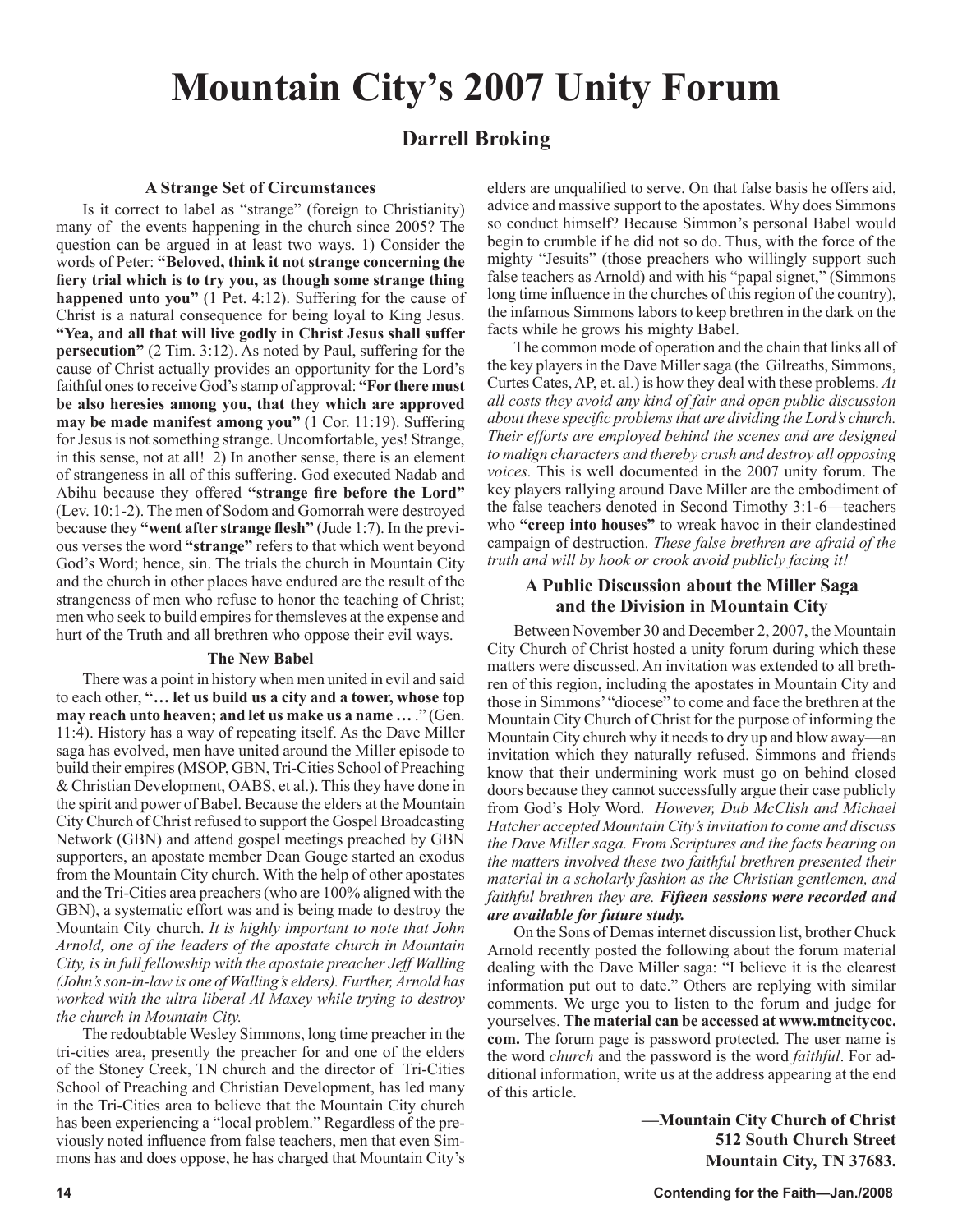# Mountain City's 2007 Unity Forum

## Darrell Broking

### A Strange Set of Circumstances

Is it correct to label as "strange" (foreign to Christianity) many of the events happening in the church since 2005? The question can be argued in at least two ways. 1) Consider the words of Peter: **"Beloved, think it not strange concerning the fiery trial which is to try you, as though some strange thing happened unto you"** (1 Pet. 4:12). Suffering for the cause of Christ is a natural consequence for being loyal to King Jesus. **"Yea, and all that will live godly in Christ Jesus shall suffer persecution"** (2 Tim. 3:12). As noted by Paul, suffering for the cause of Christ actually provides an opportunity for the Lord's faithful ones to receive God's stamp of approval: **"For there must be also heresies among you, that they which are approved may be made manifest among you"** (1 Cor. 11:19). Suffering for Jesus is not something strange. Uncomfortable, yes! Strange, in this sense, not at all! 2) In another sense, there is an element of strangeness in all of this suffering. God executed Nadab and Abihu because they offered **"strange fire before the Lord"** (Lev. 10:1-2). The men of Sodom and Gomorrah were destroyed because they **"went after strange flesh"** (Jude 1:7). In the previous verses the word **"strange"** refers to that which went beyond God's Word; hence, sin. The trials the church in Mountain City and the church in other places have endured are the result of the strangeness of men who refuse to honor the teaching of Christ; men who seek to build empires for themsleves at the expense and hurt of the Truth and all brethren who oppose their evil ways.

### The New Babel

There was a point in history when men united in evil and said to each other, **"… let us build us a city and a tower, whose top may reach unto heaven; and let us make us a name …"** (Gen. 11:4). History has a way of repeating itself. As the Dave Miller saga has evolved, men have united around the Miller episode to build their empires (MSOP, GBN, Tri-Cities School of Preaching & Christian Development, OABS, et al.). This they have done in the spirit and power of Babel. Because the elders at the Mountain City Church of Christ refused to support the Gospel Broadcasting Network (GBN) and attend gospel meetings preached by GBN supporters, an apostate member Dean Gouge started an exodus from the Mountain City church. With the help of other apostates and the Tri-Cities area preachers (who are 100% aligned with the GBN), a systematic effort was and is being made to destroy the Mountain City church. *It is highly important to note that John Arnold, one of the leaders of the apostate church in Mountain City, is in full fellowship with the apostate preacher Jeff Walling (John's son-in-law is one of Walling's elders). Further, Arnold has worked with the ultra liberal Al Maxey while trying to destroy the church in Mountain City.*

The redoubtable Wesley Simmons, long time preacher in the tri-cities area, presently the preacher for and one of the elders of the Stoney Creek, TN church and the director of Tri-Cities School of Preaching and Christian Development, has led many in the Tri-Cities area to believe that the Mountain City church has been experiencing a "local problem." Regardless of the previously noted influence from false teachers, men that even Simmons has and does oppose, he has charged that Mountain City's elders are unqualified to serve. On that false basis he offers aid, advice and massive support to the apostates. Why does Simmons so conduct himself? Because Simmon's personal Babel would begin to crumble if he did not so do. Thus, with the force of the mighty "Jesuits" (those preachers who willingly support such false teachers as Arnold) and with his "papal signet," (Simmons long time influence in the churches of this region of the country), the infamous Simmons labors to keep brethren in the dark on the facts while he grows his mighty Babel.

The common mode of operation and the chain that links all of the key players in the Dave Miller saga (the Gilreaths, Simmons, Curtes Cates, AP, et. al.) is how they deal with these problems. *At all costs they avoid any kind of fair and open public discussion about these specific problems that are dividing the Lord's church. Their efforts are employed behind the scenes and are designed to malign characters and thereby crush and destroy all opposing voices.* This is well documented in the 2007 unity forum. The key players rallying around Dave Miller are the embodiment of the false teachers denoted in Second Timothy 3:1-6—teachers who **"creep into houses"** to wreak havoc in their clandestined campaign of destruction. *These false brethren are afraid of the truth and will by hook or crook avoid publicly facing it!*

### A Public Discussion about the Miller Saga and the Division in Mountain City

Between November 30 and December 2, 2007, the Mountain City Church of Christ hosted a unity forum during which these matters were discussed. An invitation was extended to all brethren of this region, including the apostates in Mountain City and those in Simmons' "diocese" to come and face the brethren at the Mountain City Church of Christ for the purpose of informing the Mountain City church why it needs to dry up and blow away—an invitation which they naturally refused. Simmons and friends know that their undermining work must go on behind closed doors because they cannot successfully argue their case publicly from God's Holy Word. *However, Dub McClish and Michael Hatcher accepted Mountain City's invitation to come and discuss the Dave Miller saga. From Scriptures and the facts bearing on the matters involved these two faithful brethren presented their material in a scholarly fashion as the Christian gentlemen, and faithful brethren they are.* ***Fifteen sessions were recorded and are available for future study.***

On the Sons of Demas internet discussion list, brother Chuck Arnold recently posted the following about the forum material dealing with the Dave Miller saga: "I believe it is the clearest information put out to date." Others are replying with similar comments. We urge you to listen to the forum and judge for yourselves. **The material can be accessed at www.mtncitycoc.com.** The forum page is password protected. The user name is the word *church* and the password is the word *faithful*. For additional information, write us at the address appearing at the end of this article.

**—Mountain City Church of Christ**
**512 South Church Street**
**Mountain City, TN 37683.**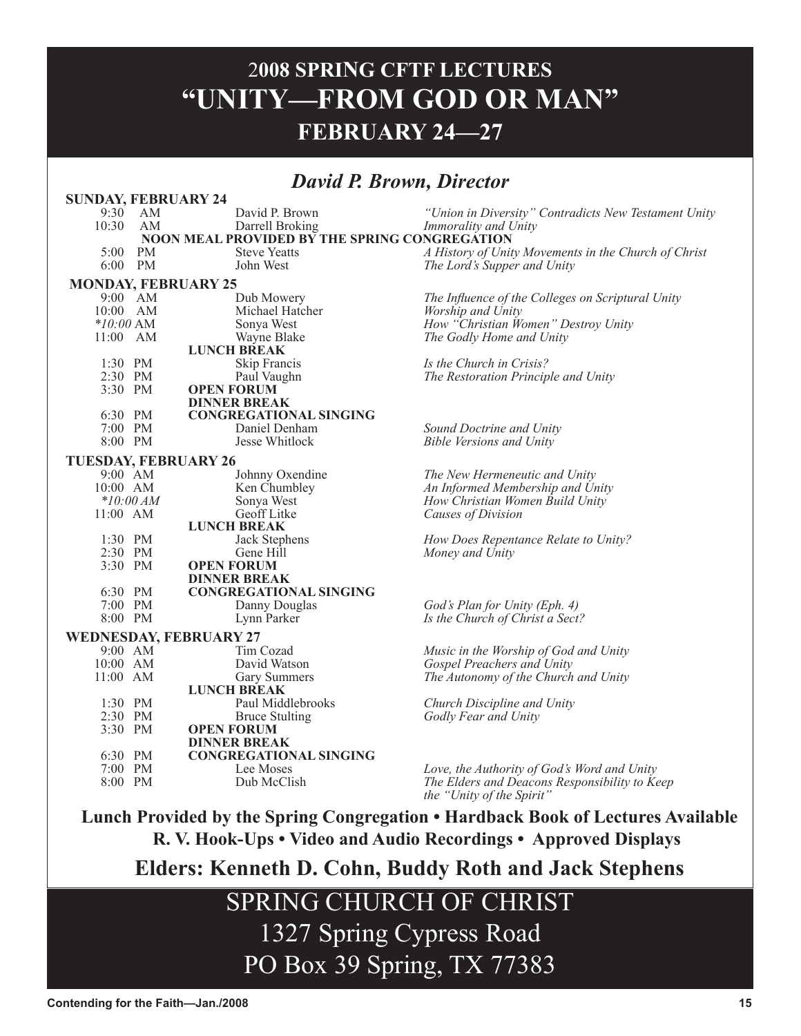# 2008 SPRING CFTF LECTURES
# "UNITY—FROM GOD OR MAN"
## FEBRUARY 24—27

### *David P. Brown, Director*

**SUNDAY, FEBRUARY 24**

| Time | Speaker | Topic |
|---|---|---|
| 9:30 AM | David P. Brown | *"Union in Diversity" Contradicts New Testament Unity* |
| 10:30 AM | Darrell Broking | *Immorality and Unity* |
| | **NOON MEAL PROVIDED BY THE SPRING CONGREGATION** | |
| 5:00 PM | Steve Yeatts | *A History of Unity Movements in the Church of Christ* |
| 6:00 PM | John West | *The Lord's Supper and Unity* |

**MONDAY, FEBRUARY 25**

| Time | Speaker | Topic |
|---|---|---|
| 9:00 AM | Dub Mowery | *The Influence of the Colleges on Scriptural Unity* |
| 10:00 AM | Michael Hatcher | *Worship and Unity* |
| **10:00* AM | Sonya West | *How "Christian Women" Destroy Unity* |
| 11:00 AM | Wayne Blake | *The Godly Home and Unity* |
| | **LUNCH BREAK** | |
| 1:30 PM | Skip Francis | *Is the Church in Crisis?* |
| 2:30 PM | Paul Vaughn | *The Restoration Principle and Unity* |
| 3:30 PM | **OPEN FORUM** | |
| | **DINNER BREAK** | |
| 6:30 PM | **CONGREGATIONAL SINGING** | |
| 7:00 PM | Daniel Denham | *Sound Doctrine and Unity* |
| 8:00 PM | Jesse Whitlock | *Bible Versions and Unity* |

**TUESDAY, FEBRUARY 26**

| Time | Speaker | Topic |
|---|---|---|
| 9:00 AM | Johnny Oxendine | *The New Hermeneutic and Unity* |
| 10:00 AM | Ken Chumbley | *An Informed Membership and Unity* |
| **10:00 AM* | Sonya West | *How Christian Women Build Unity* |
| 11:00 AM | Geoff Litke | *Causes of Division* |
| | **LUNCH BREAK** | |
| 1:30 PM | Jack Stephens | *How Does Repentance Relate to Unity?* |
| 2:30 PM | Gene Hill | *Money and Unity* |
| 3:30 PM | **OPEN FORUM** | |
| | **DINNER BREAK** | |
| 6:30 PM | **CONGREGATIONAL SINGING** | |
| 7:00 PM | Danny Douglas | *God's Plan for Unity (Eph. 4)* |
| 8:00 PM | Lynn Parker | *Is the Church of Christ a Sect?* |

**WEDNESDAY, FEBRUARY 27**

| Time | Speaker | Topic |
|---|---|---|
| 9:00 AM | Tim Cozad | *Music in the Worship of God and Unity* |
| 10:00 AM | David Watson | *Gospel Preachers and Unity* |
| 11:00 AM | Gary Summers | *The Autonomy of the Church and Unity* |
| | **LUNCH BREAK** | |
| 1:30 PM | Paul Middlebrooks | *Church Discipline and Unity* |
| 2:30 PM | Bruce Stulting | *Godly Fear and Unity* |
| 3:30 PM | **OPEN FORUM** | |
| | **DINNER BREAK** | |
| 6:30 PM | **CONGREGATIONAL SINGING** | |
| 7:00 PM | Lee Moses | *Love, the Authority of God's Word and Unity* |
| 8:00 PM | Dub McClish | *The Elders and Deacons Responsibility to Keep the "Unity of the Spirit"* |

**Lunch Provided by the Spring Congregation • Hardback Book of Lectures Available**
**R. V. Hook-Ups • Video and Audio Recordings • Approved Displays**

## Elders: Kenneth D. Cohn, Buddy Roth and Jack Stephens

# SPRING CHURCH OF CHRIST
1327 Spring Cypress Road
PO Box 39 Spring, TX 77383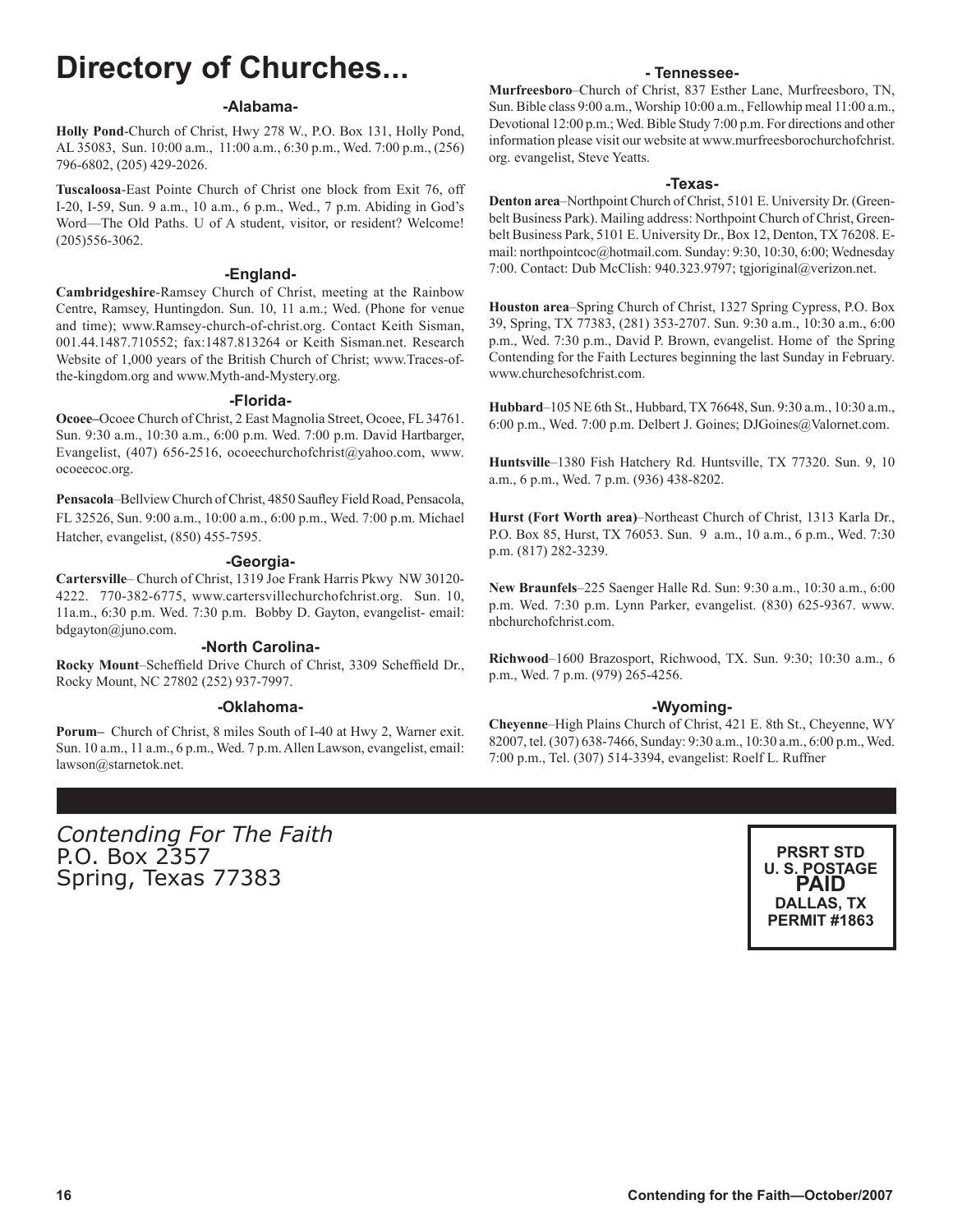# Directory of Churches...

## -Alabama-

**Holly Pond**-Church of Christ, Hwy 278 W., P.O. Box 131, Holly Pond, AL 35083, Sun. 10:00 a.m., 11:00 a.m., 6:30 p.m., Wed. 7:00 p.m., (256) 796-6802, (205) 429-2026.

**Tuscaloosa**-East Pointe Church of Christ one block from Exit 76, off I-20, I-59, Sun. 9 a.m., 10 a.m., 6 p.m., Wed., 7 p.m. Abiding in God's Word—The Old Paths. U of A student, visitor, or resident? Welcome! (205)556-3062.

## -England-

**Cambridgeshire**-Ramsey Church of Christ, meeting at the Rainbow Centre, Ramsey, Huntingdon. Sun. 10, 11 a.m.; Wed. (Phone for venue and time); www.Ramsey-church-of-christ.org. Contact Keith Sisman, 001.44.1487.710552; fax:1487.813264 or Keith Sisman.net. Research Website of 1,000 years of the British Church of Christ; www.Traces-of-the-kingdom.org and www.Myth-and-Mystery.org.

## -Florida-

**Ocoee–**Ocoee Church of Christ, 2 East Magnolia Street, Ocoee, FL 34761. Sun. 9:30 a.m., 10:30 a.m., 6:00 p.m. Wed. 7:00 p.m. David Hartbarger, Evangelist, (407) 656-2516, ocoeechurchofchrist@yahoo.com, www.ocoeecoc.org.

**Pensacola**–Bellview Church of Christ, 4850 Saufley Field Road, Pensacola, FL 32526, Sun. 9:00 a.m., 10:00 a.m., 6:00 p.m., Wed. 7:00 p.m. Michael Hatcher, evangelist, (850) 455-7595.

## -Georgia-

**Cartersville**– Church of Christ, 1319 Joe Frank Harris Pkwy NW 30120-4222. 770-382-6775, www.cartersvillechurchofchrist.org. Sun. 10, 11a.m., 6:30 p.m. Wed. 7:30 p.m. Bobby D. Gayton, evangelist- email: bdgayton@juno.com.

## -North Carolina-

**Rocky Mount**–Scheffield Drive Church of Christ, 3309 Scheffield Dr., Rocky Mount, NC 27802 (252) 937-7997.

## -Oklahoma-

**Porum–** Church of Christ, 8 miles South of I-40 at Hwy 2, Warner exit. Sun. 10 a.m., 11 a.m., 6 p.m., Wed. 7 p.m. Allen Lawson, evangelist, email: lawson@starnetok.net.

## - Tennessee-

**Murfreesboro**–Church of Christ, 837 Esther Lane, Murfreesboro, TN, Sun. Bible class 9:00 a.m., Worship 10:00 a.m., Fellowhip meal 11:00 a.m., Devotional 12:00 p.m.; Wed. Bible Study 7:00 p.m. For directions and other information please visit our website at www.murfreesborochurchofchrist.org. evangelist, Steve Yeatts.

## -Texas-

**Denton area**–Northpoint Church of Christ, 5101 E. University Dr. (Greenbelt Business Park). Mailing address: Northpoint Church of Christ, Greenbelt Business Park, 5101 E. University Dr., Box 12, Denton, TX 76208. E-mail: northpointcoc@hotmail.com. Sunday: 9:30, 10:30, 6:00; Wednesday 7:00. Contact: Dub McClish: 940.323.9797; tgjoriginal@verizon.net.

**Houston area**–Spring Church of Christ, 1327 Spring Cypress, P.O. Box 39, Spring, TX 77383, (281) 353-2707. Sun. 9:30 a.m., 10:30 a.m., 6:00 p.m., Wed. 7:30 p.m., David P. Brown, evangelist. Home of the Spring Contending for the Faith Lectures beginning the last Sunday in February. www.churchesofchrist.com.

**Hubbard**–105 NE 6th St., Hubbard, TX 76648, Sun. 9:30 a.m., 10:30 a.m., 6:00 p.m., Wed. 7:00 p.m. Delbert J. Goines; DJGoines@Valornet.com.

**Huntsville**–1380 Fish Hatchery Rd. Huntsville, TX 77320. Sun. 9, 10 a.m., 6 p.m., Wed. 7 p.m. (936) 438-8202.

**Hurst (Fort Worth area)**–Northeast Church of Christ, 1313 Karla Dr., P.O. Box 85, Hurst, TX 76053. Sun. 9 a.m., 10 a.m., 6 p.m., Wed. 7:30 p.m. (817) 282-3239.

**New Braunfels**–225 Saenger Halle Rd. Sun: 9:30 a.m., 10:30 a.m., 6:00 p.m. Wed. 7:30 p.m. Lynn Parker, evangelist. (830) 625-9367. www.nbchurchofchrist.com.

**Richwood**–1600 Brazosport, Richwood, TX. Sun. 9:30; 10:30 a.m., 6 p.m., Wed. 7 p.m. (979) 265-4256.

## -Wyoming-

**Cheyenne**–High Plains Church of Christ, 421 E. 8th St., Cheyenne, WY 82007, tel. (307) 638-7466, Sunday: 9:30 a.m., 10:30 a.m., 6:00 p.m., Wed. 7:00 p.m., Tel. (307) 514-3394, evangelist: Roelf L. Ruffner

---

*Contending For The Faith*
P.O. Box 2357
Spring, Texas 77383

PRSRT STD
U. S. POSTAGE
**PAID**
DALLAS, TX
PERMIT #1863